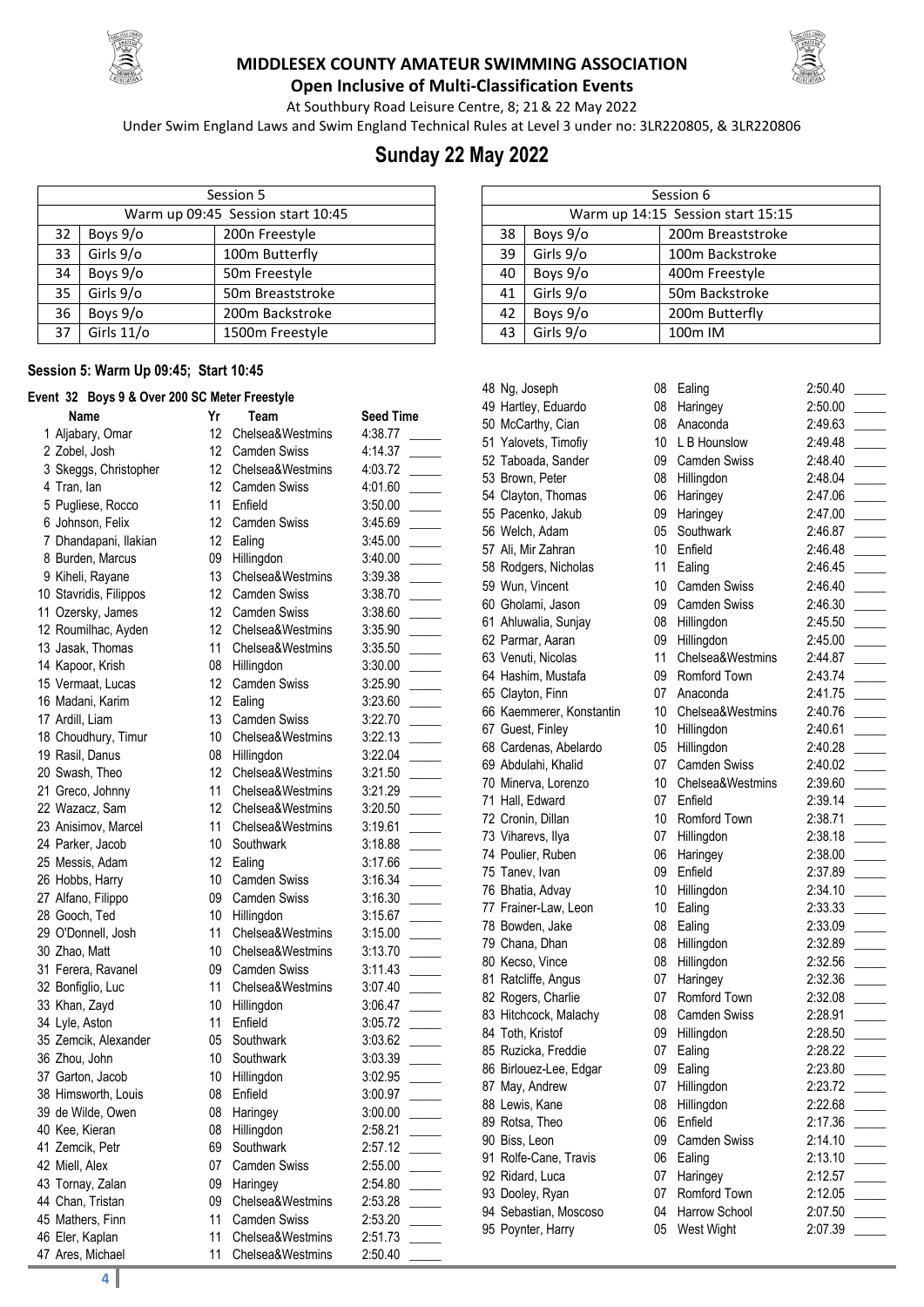# MIDDLESEX COUNTY AMATEUR SWIMMING ASSOCIATION

**Open Inclusive of Multi-Classification Events**

At Southbury Road Leisure Centre, 8; 21 & 22 May 2022

Under Swim England Laws and Swim England Technical Rules at Level 3 under no: 3LR220805, & 3LR220806

## Sunday 22 May 2022

| Session 5 | | |
|---|---|---|
| Warm up 09:45 Session start 10:45 | | |
| 32 | Boys 9/o | 200n Freestyle |
| 33 | Girls 9/o | 100m Butterfly |
| 34 | Boys 9/o | 50m Freestyle |
| 35 | Girls 9/o | 50m Breaststroke |
| 36 | Boys 9/o | 200m Backstroke |
| 37 | Girls 11/o | 1500m Freestyle |

| Session 6 | | |
|---|---|---|
| Warm up 14:15 Session start 15:15 | | |
| 38 | Boys 9/o | 200m Breaststroke |
| 39 | Girls 9/o | 100m Backstroke |
| 40 | Boys 9/o | 400m Freestyle |
| 41 | Girls 9/o | 50m Backstroke |
| 42 | Boys 9/o | 200m Butterfly |
| 43 | Girls 9/o | 100m IM |

### Session 5: Warm Up 09:45; Start 10:45

#### Event 32 Boys 9 & Over 200 SC Meter Freestyle

| | Name | Yr | Team | Seed Time | |
|---|---|---|---|---|---|
| 1 | Aljabary, Omar | 12 | Chelsea&Westmins | 4:38.77 | _____ |
| 2 | Zobel, Josh | 12 | Camden Swiss | 4:14.37 | _____ |
| 3 | Skeggs, Christopher | 12 | Chelsea&Westmins | 4:03.72 | _____ |
| 4 | Tran, Ian | 12 | Camden Swiss | 4:01.60 | _____ |
| 5 | Pugliese, Rocco | 11 | Enfield | 3:50.00 | _____ |
| 6 | Johnson, Felix | 12 | Camden Swiss | 3:45.69 | _____ |
| 7 | Dhandapani, Ilakian | 12 | Ealing | 3:45.00 | _____ |
| 8 | Burden, Marcus | 09 | Hillingdon | 3:40.00 | _____ |
| 9 | Kiheli, Rayane | 13 | Chelsea&Westmins | 3:39.38 | _____ |
| 10 | Stavridis, Filippos | 12 | Camden Swiss | 3:38.70 | _____ |
| 11 | Ozersky, James | 12 | Camden Swiss | 3:38.60 | _____ |
| 12 | Roumilhac, Ayden | 12 | Chelsea&Westmins | 3:35.90 | _____ |
| 13 | Jasak, Thomas | 11 | Chelsea&Westmins | 3:35.50 | _____ |
| 14 | Kapoor, Krish | 08 | Hillingdon | 3:30.00 | _____ |
| 15 | Vermaat, Lucas | 12 | Camden Swiss | 3:25.90 | _____ |
| 16 | Madani, Karim | 12 | Ealing | 3:23.60 | _____ |
| 17 | Ardill, Liam | 13 | Camden Swiss | 3:22.70 | _____ |
| 18 | Choudhury, Timur | 10 | Chelsea&Westmins | 3:22.13 | _____ |
| 19 | Rasil, Danus | 08 | Hillingdon | 3:22.04 | _____ |
| 20 | Swash, Theo | 12 | Chelsea&Westmins | 3:21.50 | _____ |
| 21 | Greco, Johnny | 11 | Chelsea&Westmins | 3:21.29 | _____ |
| 22 | Wazacz, Sam | 12 | Chelsea&Westmins | 3:20.50 | _____ |
| 23 | Anisimov, Marcel | 11 | Chelsea&Westmins | 3:19.61 | _____ |
| 24 | Parker, Jacob | 10 | Southwark | 3:18.88 | _____ |
| 25 | Messis, Adam | 12 | Ealing | 3:17.66 | _____ |
| 26 | Hobbs, Harry | 10 | Camden Swiss | 3:16.34 | _____ |
| 27 | Alfano, Filippo | 09 | Camden Swiss | 3:16.30 | _____ |
| 28 | Gooch, Ted | 10 | Hillingdon | 3:15.67 | _____ |
| 29 | O'Donnell, Josh | 11 | Chelsea&Westmins | 3:15.00 | _____ |
| 30 | Zhao, Matt | 10 | Chelsea&Westmins | 3:13.70 | _____ |
| 31 | Ferera, Ravanel | 09 | Camden Swiss | 3:11.43 | _____ |
| 32 | Bonfiglio, Luc | 11 | Chelsea&Westmins | 3:07.40 | _____ |
| 33 | Khan, Zayd | 10 | Hillingdon | 3:06.47 | _____ |
| 34 | Lyle, Aston | 11 | Enfield | 3:05.72 | _____ |
| 35 | Zemcik, Alexander | 05 | Southwark | 3:03.62 | _____ |
| 36 | Zhou, John | 10 | Southwark | 3:03.39 | _____ |
| 37 | Garton, Jacob | 10 | Hillingdon | 3:02.95 | _____ |
| 38 | Himsworth, Louis | 08 | Enfield | 3:00.97 | _____ |
| 39 | de Wilde, Owen | 08 | Haringey | 3:00.00 | _____ |
| 40 | Kee, Kieran | 08 | Hillingdon | 2:58.21 | _____ |
| 41 | Zemcik, Petr | 69 | Southwark | 2:57.12 | _____ |
| 42 | Miell, Alex | 07 | Camden Swiss | 2:55.00 | _____ |
| 43 | Tornay, Zalan | 09 | Haringey | 2:54.80 | _____ |
| 44 | Chan, Tristan | 09 | Chelsea&Westmins | 2:53.28 | _____ |
| 45 | Mathers, Finn | 11 | Camden Swiss | 2:53.20 | _____ |
| 46 | Eler, Kaplan | 11 | Chelsea&Westmins | 2:51.73 | _____ |
| 47 | Ares, Michael | 11 | Chelsea&Westmins | 2:50.40 | _____ |
| 48 | Ng, Joseph | 08 | Ealing | 2:50.40 | _____ |
| 49 | Hartley, Eduardo | 08 | Haringey | 2:50.00 | _____ |
| 50 | McCarthy, Cian | 08 | Anaconda | 2:49.63 | _____ |
| 51 | Yalovets, Timofiy | 10 | L B Hounslow | 2:49.48 | _____ |
| 52 | Taboada, Sander | 09 | Camden Swiss | 2:48.40 | _____ |
| 53 | Brown, Peter | 08 | Hillingdon | 2:48.04 | _____ |
| 54 | Clayton, Thomas | 06 | Haringey | 2:47.06 | _____ |
| 55 | Pacenko, Jakub | 09 | Haringey | 2:47.00 | _____ |
| 56 | Welch, Adam | 05 | Southwark | 2:46.87 | _____ |
| 57 | Ali, Mir Zahran | 10 | Enfield | 2:46.48 | _____ |
| 58 | Rodgers, Nicholas | 11 | Ealing | 2:46.45 | _____ |
| 59 | Wun, Vincent | 10 | Camden Swiss | 2:46.40 | _____ |
| 60 | Gholami, Jason | 09 | Camden Swiss | 2:46.30 | _____ |
| 61 | Ahluwalia, Sunjay | 08 | Hillingdon | 2:45.50 | _____ |
| 62 | Parmar, Aaran | 09 | Hillingdon | 2:45.00 | _____ |
| 63 | Venuti, Nicolas | 11 | Chelsea&Westmins | 2:44.87 | _____ |
| 64 | Hashim, Mustafa | 09 | Romford Town | 2:43.74 | _____ |
| 65 | Clayton, Finn | 07 | Anaconda | 2:41.75 | _____ |
| 66 | Kaemmerer, Konstantin | 10 | Chelsea&Westmins | 2:40.76 | _____ |
| 67 | Guest, Finley | 10 | Hillingdon | 2:40.61 | _____ |
| 68 | Cardenas, Abelardo | 05 | Hillingdon | 2:40.28 | _____ |
| 69 | Abdulahi, Khalid | 07 | Camden Swiss | 2:40.02 | _____ |
| 70 | Minerva, Lorenzo | 10 | Chelsea&Westmins | 2:39.60 | _____ |
| 71 | Hall, Edward | 07 | Enfield | 2:39.14 | _____ |
| 72 | Cronin, Dillan | 10 | Romford Town | 2:38.71 | _____ |
| 73 | Viharevs, Ilya | 07 | Hillingdon | 2:38.18 | _____ |
| 74 | Poulier, Ruben | 06 | Haringey | 2:38.00 | _____ |
| 75 | Tanev, Ivan | 09 | Enfield | 2:37.89 | _____ |
| 76 | Bhatia, Advay | 10 | Hillingdon | 2:34.10 | _____ |
| 77 | Frainer-Law, Leon | 10 | Ealing | 2:33.33 | _____ |
| 78 | Bowden, Jake | 08 | Ealing | 2:33.09 | _____ |
| 79 | Chana, Dhan | 08 | Hillingdon | 2:32.89 | _____ |
| 80 | Kecso, Vince | 08 | Hillingdon | 2:32.56 | _____ |
| 81 | Ratcliffe, Angus | 07 | Haringey | 2:32.36 | _____ |
| 82 | Rogers, Charlie | 07 | Romford Town | 2:32.08 | _____ |
| 83 | Hitchcock, Malachy | 08 | Camden Swiss | 2:28.91 | _____ |
| 84 | Toth, Kristof | 09 | Hillingdon | 2:28.50 | _____ |
| 85 | Ruzicka, Freddie | 07 | Ealing | 2:28.22 | _____ |
| 86 | Birlouez-Lee, Edgar | 09 | Ealing | 2:23.80 | _____ |
| 87 | May, Andrew | 07 | Hillingdon | 2:23.72 | _____ |
| 88 | Lewis, Kane | 08 | Hillingdon | 2:22.68 | _____ |
| 89 | Rotsa, Theo | 06 | Enfield | 2:17.36 | _____ |
| 90 | Biss, Leon | 09 | Camden Swiss | 2:14.10 | _____ |
| 91 | Rolfe-Cane, Travis | 06 | Ealing | 2:13.10 | _____ |
| 92 | Ridard, Luca | 07 | Haringey | 2:12.57 | _____ |
| 93 | Dooley, Ryan | 07 | Romford Town | 2:12.05 | _____ |
| 94 | Sebastian, Moscoso | 04 | Harrow School | 2:07.50 | _____ |
| 95 | Poynter, Harry | 05 | West Wight | 2:07.39 | _____ |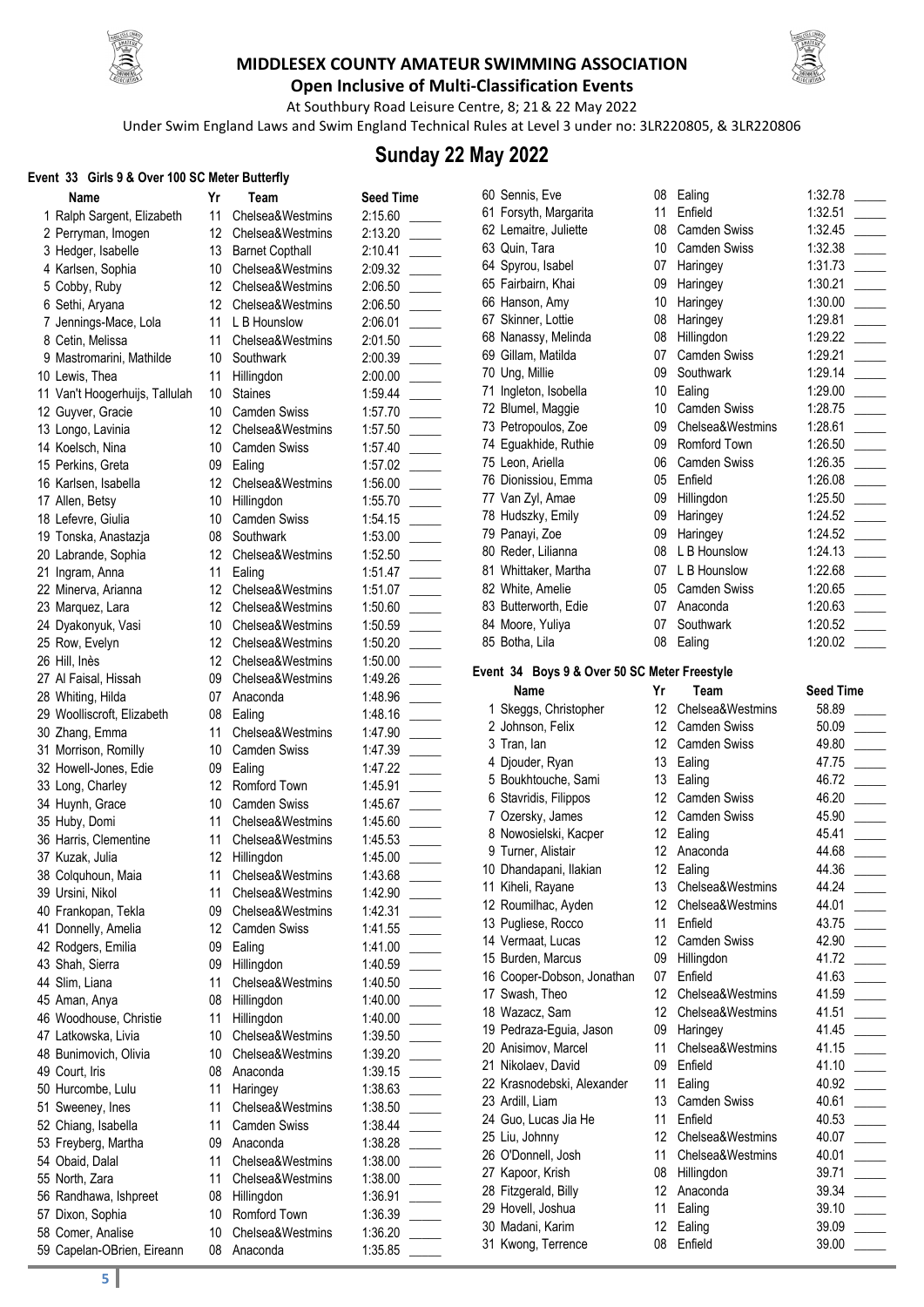# MIDDLESEX COUNTY AMATEUR SWIMMING ASSOCIATION

**Open Inclusive of Multi-Classification Events**

At Southbury Road Leisure Centre, 8; 21 & 22 May 2022

Under Swim England Laws and Swim England Technical Rules at Level 3 under no: 3LR220805, & 3LR220806

## Sunday 22 May 2022

### Event 33 Girls 9 & Over 100 SC Meter Butterfly

| | Name | Yr | Team | Seed Time |
|---|---|---|---|---|
| 1 | Ralph Sargent, Elizabeth | 11 | Chelsea&Westmins | 2:15.60 |
| 2 | Perryman, Imogen | 12 | Chelsea&Westmins | 2:13.20 |
| 3 | Hedger, Isabelle | 13 | Barnet Copthall | 2:10.41 |
| 4 | Karlsen, Sophia | 10 | Chelsea&Westmins | 2:09.32 |
| 5 | Cobby, Ruby | 12 | Chelsea&Westmins | 2:06.50 |
| 6 | Sethi, Aryana | 12 | Chelsea&Westmins | 2:06.50 |
| 7 | Jennings-Mace, Lola | 11 | L B Hounslow | 2:06.01 |
| 8 | Cetin, Melissa | 11 | Chelsea&Westmins | 2:01.50 |
| 9 | Mastromarini, Mathilde | 10 | Southwark | 2:00.39 |
| 10 | Lewis, Thea | 11 | Hillingdon | 2:00.00 |
| 11 | Van't Hoogerhuijs, Tallulah | 10 | Staines | 1:59.44 |
| 12 | Guyver, Gracie | 10 | Camden Swiss | 1:57.70 |
| 13 | Longo, Lavinia | 12 | Chelsea&Westmins | 1:57.50 |
| 14 | Koelsch, Nina | 10 | Camden Swiss | 1:57.40 |
| 15 | Perkins, Greta | 09 | Ealing | 1:57.02 |
| 16 | Karlsen, Isabella | 12 | Chelsea&Westmins | 1:56.00 |
| 17 | Allen, Betsy | 10 | Hillingdon | 1:55.70 |
| 18 | Lefevre, Giulia | 10 | Camden Swiss | 1:54.15 |
| 19 | Tonska, Anastazja | 08 | Southwark | 1:53.00 |
| 20 | Labrande, Sophia | 12 | Chelsea&Westmins | 1:52.50 |
| 21 | Ingram, Anna | 11 | Ealing | 1:51.47 |
| 22 | Minerva, Arianna | 12 | Chelsea&Westmins | 1:51.07 |
| 23 | Marquez, Lara | 12 | Chelsea&Westmins | 1:50.60 |
| 24 | Dyakonyuk, Vasi | 10 | Chelsea&Westmins | 1:50.59 |
| 25 | Row, Evelyn | 12 | Chelsea&Westmins | 1:50.20 |
| 26 | Hill, Inès | 12 | Chelsea&Westmins | 1:50.00 |
| 27 | Al Faisal, Hissah | 09 | Chelsea&Westmins | 1:49.26 |
| 28 | Whiting, Hilda | 07 | Anaconda | 1:48.96 |
| 29 | Woolliscroft, Elizabeth | 08 | Ealing | 1:48.16 |
| 30 | Zhang, Emma | 11 | Chelsea&Westmins | 1:47.90 |
| 31 | Morrison, Romilly | 10 | Camden Swiss | 1:47.39 |
| 32 | Howell-Jones, Edie | 09 | Ealing | 1:47.22 |
| 33 | Long, Charley | 12 | Romford Town | 1:45.91 |
| 34 | Huynh, Grace | 10 | Camden Swiss | 1:45.67 |
| 35 | Huby, Domi | 11 | Chelsea&Westmins | 1:45.60 |
| 36 | Harris, Clementine | 11 | Chelsea&Westmins | 1:45.53 |
| 37 | Kuzak, Julia | 12 | Hillingdon | 1:45.00 |
| 38 | Colquhoun, Maia | 11 | Chelsea&Westmins | 1:43.68 |
| 39 | Ursini, Nikol | 11 | Chelsea&Westmins | 1:42.90 |
| 40 | Frankopan, Tekla | 09 | Chelsea&Westmins | 1:42.31 |
| 41 | Donnelly, Amelia | 12 | Camden Swiss | 1:41.55 |
| 42 | Rodgers, Emilia | 09 | Ealing | 1:41.00 |
| 43 | Shah, Sierra | 09 | Hillingdon | 1:40.59 |
| 44 | Slim, Liana | 11 | Chelsea&Westmins | 1:40.50 |
| 45 | Aman, Anya | 08 | Hillingdon | 1:40.00 |
| 46 | Woodhouse, Christie | 11 | Hillingdon | 1:40.00 |
| 47 | Latkowska, Livia | 10 | Chelsea&Westmins | 1:39.50 |
| 48 | Bunimovich, Olivia | 10 | Chelsea&Westmins | 1:39.20 |
| 49 | Court, Iris | 08 | Anaconda | 1:39.15 |
| 50 | Hurcombe, Lulu | 11 | Haringey | 1:38.63 |
| 51 | Sweeney, Ines | 11 | Chelsea&Westmins | 1:38.50 |
| 52 | Chiang, Isabella | 11 | Camden Swiss | 1:38.44 |
| 53 | Freyberg, Martha | 09 | Anaconda | 1:38.28 |
| 54 | Obaid, Dalal | 11 | Chelsea&Westmins | 1:38.00 |
| 55 | North, Zara | 11 | Chelsea&Westmins | 1:38.00 |
| 56 | Randhawa, Ishpreet | 08 | Hillingdon | 1:36.91 |
| 57 | Dixon, Sophia | 10 | Romford Town | 1:36.39 |
| 58 | Comer, Analise | 10 | Chelsea&Westmins | 1:36.20 |
| 59 | Capelan-OBrien, Eireann | 08 | Anaconda | 1:35.85 |
| 60 | Sennis, Eve | 08 | Ealing | 1:32.78 |
| 61 | Forsyth, Margarita | 11 | Enfield | 1:32.51 |
| 62 | Lemaitre, Juliette | 08 | Camden Swiss | 1:32.45 |
| 63 | Quin, Tara | 10 | Camden Swiss | 1:32.38 |
| 64 | Spyrou, Isabel | 07 | Haringey | 1:31.73 |
| 65 | Fairbairn, Khai | 09 | Haringey | 1:30.21 |
| 66 | Hanson, Amy | 10 | Haringey | 1:30.00 |
| 67 | Skinner, Lottie | 08 | Haringey | 1:29.81 |
| 68 | Nanassy, Melinda | 08 | Hillingdon | 1:29.22 |
| 69 | Gillam, Matilda | 07 | Camden Swiss | 1:29.21 |
| 70 | Ung, Millie | 09 | Southwark | 1:29.14 |
| 71 | Ingleton, Isobella | 10 | Ealing | 1:29.00 |
| 72 | Blumel, Maggie | 10 | Camden Swiss | 1:28.75 |
| 73 | Petropoulos, Zoe | 09 | Chelsea&Westmins | 1:28.61 |
| 74 | Eguakhide, Ruthie | 09 | Romford Town | 1:26.50 |
| 75 | Leon, Ariella | 06 | Camden Swiss | 1:26.35 |
| 76 | Dionissiou, Emma | 05 | Enfield | 1:26.08 |
| 77 | Van Zyl, Amae | 09 | Hillingdon | 1:25.50 |
| 78 | Hudszky, Emily | 09 | Haringey | 1:24.52 |
| 79 | Panayi, Zoe | 09 | Haringey | 1:24.52 |
| 80 | Reder, Lilianna | 08 | L B Hounslow | 1:24.13 |
| 81 | Whittaker, Martha | 07 | L B Hounslow | 1:22.68 |
| 82 | White, Amelie | 05 | Camden Swiss | 1:20.65 |
| 83 | Butterworth, Edie | 07 | Anaconda | 1:20.63 |
| 84 | Moore, Yuliya | 07 | Southwark | 1:20.52 |
| 85 | Botha, Lila | 08 | Ealing | 1:20.02 |

### Event 34 Boys 9 & Over 50 SC Meter Freestyle

| | Name | Yr | Team | Seed Time |
|---|---|---|---|---|
| 1 | Skeggs, Christopher | 12 | Chelsea&Westmins | 58.89 |
| 2 | Johnson, Felix | 12 | Camden Swiss | 50.09 |
| 3 | Tran, Ian | 12 | Camden Swiss | 49.80 |
| 4 | Djouder, Ryan | 13 | Ealing | 47.75 |
| 5 | Boukhtouche, Sami | 13 | Ealing | 46.72 |
| 6 | Stavridis, Filippos | 12 | Camden Swiss | 46.20 |
| 7 | Ozersky, James | 12 | Camden Swiss | 45.90 |
| 8 | Nowosielski, Kacper | 12 | Ealing | 45.41 |
| 9 | Turner, Alistair | 12 | Anaconda | 44.68 |
| 10 | Dhandapani, Ilakian | 12 | Ealing | 44.36 |
| 11 | Kiheli, Rayane | 13 | Chelsea&Westmins | 44.24 |
| 12 | Roumilhac, Ayden | 12 | Chelsea&Westmins | 44.01 |
| 13 | Pugliese, Rocco | 11 | Enfield | 43.75 |
| 14 | Vermaat, Lucas | 12 | Camden Swiss | 42.90 |
| 15 | Burden, Marcus | 09 | Hillingdon | 41.72 |
| 16 | Cooper-Dobson, Jonathan | 07 | Enfield | 41.63 |
| 17 | Swash, Theo | 12 | Chelsea&Westmins | 41.59 |
| 18 | Wazacz, Sam | 12 | Chelsea&Westmins | 41.51 |
| 19 | Pedraza-Eguia, Jason | 09 | Haringey | 41.45 |
| 20 | Anisimov, Marcel | 11 | Chelsea&Westmins | 41.15 |
| 21 | Nikolaev, David | 09 | Enfield | 41.10 |
| 22 | Krasnodebski, Alexander | 11 | Ealing | 40.92 |
| 23 | Ardill, Liam | 13 | Camden Swiss | 40.61 |
| 24 | Guo, Lucas Jia He | 11 | Enfield | 40.53 |
| 25 | Liu, Johnny | 12 | Chelsea&Westmins | 40.07 |
| 26 | O'Donnell, Josh | 11 | Chelsea&Westmins | 40.01 |
| 27 | Kapoor, Krish | 08 | Hillingdon | 39.71 |
| 28 | Fitzgerald, Billy | 12 | Anaconda | 39.34 |
| 29 | Hovell, Joshua | 11 | Ealing | 39.10 |
| 30 | Madani, Karim | 12 | Ealing | 39.09 |
| 31 | Kwong, Terrence | 08 | Enfield | 39.00 |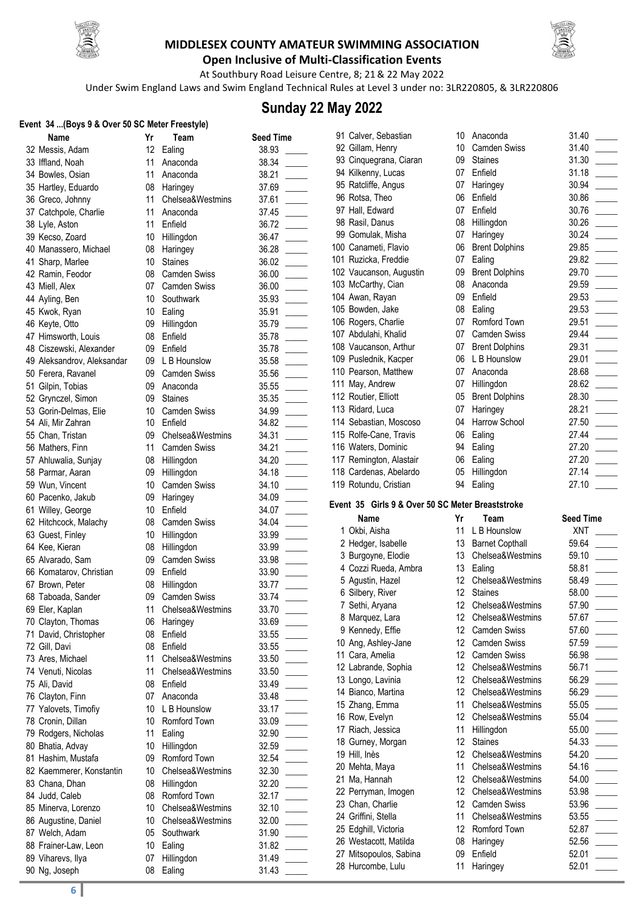# MIDDLESEX COUNTY AMATEUR SWIMMING ASSOCIATION

**Open Inclusive of Multi-Classification Events**

At Southbury Road Leisure Centre, 8; 21 & 22 May 2022

Under Swim England Laws and Swim England Technical Rules at Level 3 under no: 3LR220805, & 3LR220806

## Sunday 22 May 2022

### Event 34 ...(Boys 9 & Over 50 SC Meter Freestyle)

| # | Name | Yr | Team | Seed Time |
|---|---|---|---|---|
| 32 | Messis, Adam | 12 | Ealing | 38.93 |
| 33 | Iffland, Noah | 11 | Anaconda | 38.34 |
| 34 | Bowles, Osian | 11 | Anaconda | 38.21 |
| 35 | Hartley, Eduardo | 08 | Haringey | 37.69 |
| 36 | Greco, Johnny | 11 | Chelsea&Westmins | 37.61 |
| 37 | Catchpole, Charlie | 11 | Anaconda | 37.45 |
| 38 | Lyle, Aston | 11 | Enfield | 36.72 |
| 39 | Kecso, Zoard | 10 | Hillingdon | 36.47 |
| 40 | Manassero, Michael | 08 | Haringey | 36.28 |
| 41 | Sharp, Marlee | 10 | Staines | 36.02 |
| 42 | Ramin, Feodor | 08 | Camden Swiss | 36.00 |
| 43 | Miell, Alex | 07 | Camden Swiss | 36.00 |
| 44 | Ayling, Ben | 10 | Southwark | 35.93 |
| 45 | Kwok, Ryan | 10 | Ealing | 35.91 |
| 46 | Keyte, Otto | 09 | Hillingdon | 35.79 |
| 47 | Himsworth, Louis | 08 | Enfield | 35.78 |
| 48 | Ciszewski, Alexander | 09 | Enfield | 35.78 |
| 49 | Aleksandrov, Aleksandar | 09 | L B Hounslow | 35.58 |
| 50 | Ferera, Ravanel | 09 | Camden Swiss | 35.56 |
| 51 | Gilpin, Tobias | 09 | Anaconda | 35.55 |
| 52 | Grynczel, Simon | 09 | Staines | 35.35 |
| 53 | Gorin-Delmas, Elie | 10 | Camden Swiss | 34.99 |
| 54 | Ali, Mir Zahran | 10 | Enfield | 34.82 |
| 55 | Chan, Tristan | 09 | Chelsea&Westmins | 34.31 |
| 56 | Mathers, Finn | 11 | Camden Swiss | 34.21 |
| 57 | Ahluwalia, Sunjay | 08 | Hillingdon | 34.20 |
| 58 | Parmar, Aaran | 09 | Hillingdon | 34.18 |
| 59 | Wun, Vincent | 10 | Camden Swiss | 34.10 |
| 60 | Pacenko, Jakub | 09 | Haringey | 34.09 |
| 61 | Willey, George | 10 | Enfield | 34.07 |
| 62 | Hitchcock, Malachy | 08 | Camden Swiss | 34.04 |
| 63 | Guest, Finley | 10 | Hillingdon | 33.99 |
| 64 | Kee, Kieran | 08 | Hillingdon | 33.99 |
| 65 | Alvarado, Sam | 09 | Camden Swiss | 33.98 |
| 66 | Komatarov, Christian | 09 | Enfield | 33.90 |
| 67 | Brown, Peter | 08 | Hillingdon | 33.77 |
| 68 | Taboada, Sander | 09 | Camden Swiss | 33.74 |
| 69 | Eler, Kaplan | 11 | Chelsea&Westmins | 33.70 |
| 70 | Clayton, Thomas | 06 | Haringey | 33.69 |
| 71 | David, Christopher | 08 | Enfield | 33.55 |
| 72 | Gill, Davi | 08 | Enfield | 33.55 |
| 73 | Ares, Michael | 11 | Chelsea&Westmins | 33.50 |
| 74 | Venuti, Nicolas | 11 | Chelsea&Westmins | 33.50 |
| 75 | Ali, David | 08 | Enfield | 33.49 |
| 76 | Clayton, Finn | 07 | Anaconda | 33.48 |
| 77 | Yalovets, Timofiy | 10 | L B Hounslow | 33.17 |
| 78 | Cronin, Dillan | 10 | Romford Town | 33.09 |
| 79 | Rodgers, Nicholas | 11 | Ealing | 32.90 |
| 80 | Bhatia, Advay | 10 | Hillingdon | 32.59 |
| 81 | Hashim, Mustafa | 09 | Romford Town | 32.54 |
| 82 | Kaemmerer, Konstantin | 10 | Chelsea&Westmins | 32.30 |
| 83 | Chana, Dhan | 08 | Hillingdon | 32.20 |
| 84 | Judd, Caleb | 08 | Romford Town | 32.17 |
| 85 | Minerva, Lorenzo | 10 | Chelsea&Westmins | 32.10 |
| 86 | Augustine, Daniel | 10 | Chelsea&Westmins | 32.00 |
| 87 | Welch, Adam | 05 | Southwark | 31.90 |
| 88 | Frainer-Law, Leon | 10 | Ealing | 31.82 |
| 89 | Viharevs, Ilya | 07 | Hillingdon | 31.49 |
| 90 | Ng, Joseph | 08 | Ealing | 31.43 |
| 91 | Calver, Sebastian | 10 | Anaconda | 31.40 |
| 92 | Gillam, Henry | 10 | Camden Swiss | 31.40 |
| 93 | Cinquegrana, Ciaran | 09 | Staines | 31.30 |
| 94 | Kilkenny, Lucas | 07 | Enfield | 31.18 |
| 95 | Ratcliffe, Angus | 07 | Haringey | 30.94 |
| 96 | Rotsa, Theo | 06 | Enfield | 30.86 |
| 97 | Hall, Edward | 07 | Enfield | 30.76 |
| 98 | Rasil, Danus | 08 | Hillingdon | 30.26 |
| 99 | Gomulak, Misha | 07 | Haringey | 30.24 |
| 100 | Canameti, Flavio | 06 | Brent Dolphins | 29.85 |
| 101 | Ruzicka, Freddie | 07 | Ealing | 29.82 |
| 102 | Vaucanson, Augustin | 09 | Brent Dolphins | 29.70 |
| 103 | McCarthy, Cian | 08 | Anaconda | 29.59 |
| 104 | Awan, Rayan | 09 | Enfield | 29.53 |
| 105 | Bowden, Jake | 08 | Ealing | 29.53 |
| 106 | Rogers, Charlie | 07 | Romford Town | 29.51 |
| 107 | Abdulahi, Khalid | 07 | Camden Swiss | 29.44 |
| 108 | Vaucanson, Arthur | 07 | Brent Dolphins | 29.31 |
| 109 | Puslednik, Kacper | 06 | L B Hounslow | 29.01 |
| 110 | Pearson, Matthew | 07 | Anaconda | 28.68 |
| 111 | May, Andrew | 07 | Hillingdon | 28.62 |
| 112 | Routier, Elliott | 05 | Brent Dolphins | 28.30 |
| 113 | Ridard, Luca | 07 | Haringey | 28.21 |
| 114 | Sebastian, Moscoso | 04 | Harrow School | 27.50 |
| 115 | Rolfe-Cane, Travis | 06 | Ealing | 27.44 |
| 116 | Waters, Dominic | 94 | Ealing | 27.20 |
| 117 | Remington, Alastair | 06 | Ealing | 27.20 |
| 118 | Cardenas, Abelardo | 05 | Hillingdon | 27.14 |
| 119 | Rotundu, Cristian | 94 | Ealing | 27.10 |

### Event 35 Girls 9 & Over 50 SC Meter Breaststroke

| # | Name | Yr | Team | Seed Time |
|---|---|---|---|---|
| 1 | Okbi, Aisha | 11 | L B Hounslow | XNT |
| 2 | Hedger, Isabelle | 13 | Barnet Copthall | 59.64 |
| 3 | Burgoyne, Elodie | 13 | Chelsea&Westmins | 59.10 |
| 4 | Cozzi Rueda, Ambra | 13 | Ealing | 58.81 |
| 5 | Agustin, Hazel | 12 | Chelsea&Westmins | 58.49 |
| 6 | Silbery, River | 12 | Staines | 58.00 |
| 7 | Sethi, Aryana | 12 | Chelsea&Westmins | 57.90 |
| 8 | Marquez, Lara | 12 | Chelsea&Westmins | 57.67 |
| 9 | Kennedy, Effie | 12 | Camden Swiss | 57.60 |
| 10 | Ang, Ashley-Jane | 12 | Camden Swiss | 57.59 |
| 11 | Cara, Amelia | 12 | Camden Swiss | 56.98 |
| 12 | Labrande, Sophia | 12 | Chelsea&Westmins | 56.71 |
| 13 | Longo, Lavinia | 12 | Chelsea&Westmins | 56.29 |
| 14 | Bianco, Martina | 12 | Chelsea&Westmins | 56.29 |
| 15 | Zhang, Emma | 11 | Chelsea&Westmins | 55.05 |
| 16 | Row, Evelyn | 12 | Chelsea&Westmins | 55.04 |
| 17 | Riach, Jessica | 11 | Hillingdon | 55.00 |
| 18 | Gurney, Morgan | 12 | Staines | 54.33 |
| 19 | Hill, Inès | 12 | Chelsea&Westmins | 54.20 |
| 20 | Mehta, Maya | 11 | Chelsea&Westmins | 54.16 |
| 21 | Ma, Hannah | 12 | Chelsea&Westmins | 54.00 |
| 22 | Perryman, Imogen | 12 | Chelsea&Westmins | 53.98 |
| 23 | Chan, Charlie | 12 | Camden Swiss | 53.96 |
| 24 | Griffini, Stella | 11 | Chelsea&Westmins | 53.55 |
| 25 | Edghill, Victoria | 12 | Romford Town | 52.87 |
| 26 | Westacott, Matilda | 08 | Haringey | 52.56 |
| 27 | Mitsopoulos, Sabina | 09 | Enfield | 52.01 |
| 28 | Hurcombe, Lulu | 11 | Haringey | 52.01 |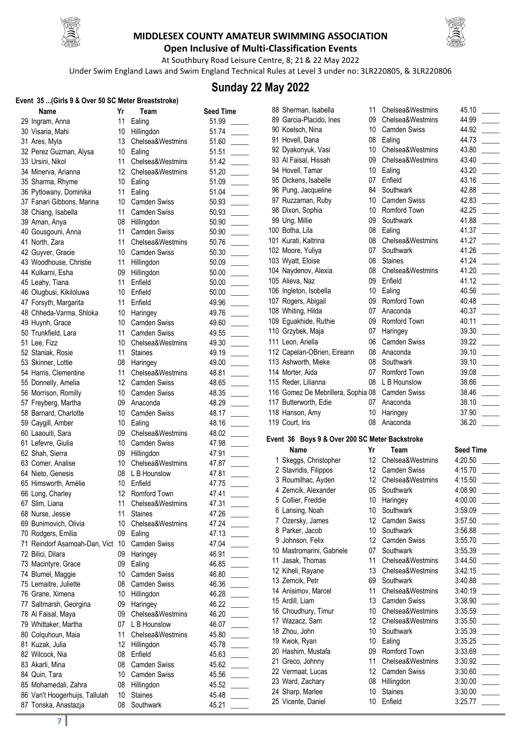# MIDDLESEX COUNTY AMATEUR SWIMMING ASSOCIATION

**Open Inclusive of Multi-Classification Events**

At Southbury Road Leisure Centre, 8; 21 & 22 May 2022

Under Swim England Laws and Swim England Technical Rules at Level 3 under no: 3LR220805, & 3LR220806

## Sunday 22 May 2022

### Event 35 ...(Girls 9 & Over 50 SC Meter Breaststroke)

| | Name | Yr | Team | Seed Time |
|---|---|---|---|---|
| 29 | Ingram, Anna | 11 | Ealing | 51.99 |
| 30 | Visaria, Mahi | 10 | Hillingdon | 51.74 |
| 31 | Ares, Myla | 13 | Chelsea&Westmins | 51.60 |
| 32 | Perez Guzman, Alysa | 10 | Ealing | 51.51 |
| 33 | Ursini, Nikol | 11 | Chelsea&Westmins | 51.42 |
| 34 | Minerva, Arianna | 12 | Chelsea&Westmins | 51.20 |
| 35 | Sharma, Rhyme | 10 | Ealing | 51.09 |
| 36 | Pytlowany, Dominika | 11 | Ealing | 51.04 |
| 37 | Fanari Gibbons, Marina | 10 | Camden Swiss | 50.93 |
| 38 | Chiang, Isabella | 11 | Camden Swiss | 50.93 |
| 39 | Aman, Anya | 08 | Hillingdon | 50.90 |
| 40 | Gousgouni, Anna | 11 | Camden Swiss | 50.90 |
| 41 | North, Zara | 11 | Chelsea&Westmins | 50.76 |
| 42 | Guyver, Gracie | 10 | Camden Swiss | 50.30 |
| 43 | Woodhouse, Christie | 11 | Hillingdon | 50.09 |
| 44 | Kulkarni, Esha | 09 | Hillingdon | 50.00 |
| 45 | Leahy, Tiana | 11 | Enfield | 50.00 |
| 46 | Olugbusi, Kikiloluwa | 10 | Enfield | 50.00 |
| 47 | Forsyth, Margarita | 11 | Enfield | 49.96 |
| 48 | Chheda-Varma, Shloka | 10 | Haringey | 49.76 |
| 49 | Huynh, Grace | 10 | Camden Swiss | 49.60 |
| 50 | Trunkfield, Lara | 11 | Camden Swiss | 49.55 |
| 51 | Lee, Fizz | 10 | Chelsea&Westmins | 49.30 |
| 52 | Staniak, Rosie | 11 | Staines | 49.19 |
| 53 | Skinner, Lottie | 08 | Haringey | 49.00 |
| 54 | Harris, Clementine | 11 | Chelsea&Westmins | 48.81 |
| 55 | Donnelly, Amelia | 12 | Camden Swiss | 48.65 |
| 56 | Morrison, Romilly | 10 | Camden Swiss | 48.35 |
| 57 | Freyberg, Martha | 09 | Anaconda | 48.29 |
| 58 | Barnard, Charlotte | 10 | Camden Swiss | 48.17 |
| 59 | Caygill, Amber | 10 | Ealing | 48.16 |
| 60 | Laaouiti, Sara | 09 | Chelsea&Westmins | 48.02 |
| 61 | Lefevre, Giulia | 10 | Camden Swiss | 47.98 |
| 62 | Shah, Sierra | 09 | Hillingdon | 47.91 |
| 63 | Comer, Analise | 10 | Chelsea&Westmins | 47.87 |
| 64 | Nieto, Genesis | 08 | L B Hounslow | 47.81 |
| 65 | Himsworth, Amélie | 10 | Enfield | 47.75 |
| 66 | Long, Charley | 12 | Romford Town | 47.41 |
| 67 | Slim, Liana | 11 | Chelsea&Westmins | 47.31 |
| 68 | Nurse, Jessie | 11 | Staines | 47.26 |
| 69 | Bunimovich, Olivia | 10 | Chelsea&Westmins | 47.24 |
| 70 | Rodgers, Emilia | 09 | Ealing | 47.13 |
| 71 | Reindorf Asamoah-Dan, Vict | 10 | Camden Swiss | 47.04 |
| 72 | Bilici, Dilara | 09 | Haringey | 46.91 |
| 73 | Macintyre, Grace | 09 | Ealing | 46.85 |
| 74 | Blumel, Maggie | 10 | Camden Swiss | 46.80 |
| 75 | Lemaitre, Juliette | 08 | Camden Swiss | 46.36 |
| 76 | Grane, Ximena | 10 | Hillingdon | 46.28 |
| 77 | Saltmarsh, Georgina | 09 | Haringey | 46.22 |
| 78 | Al Faisal, Maya | 09 | Chelsea&Westmins | 46.20 |
| 79 | Whittaker, Martha | 07 | L B Hounslow | 46.07 |
| 80 | Colquhoun, Maia | 11 | Chelsea&Westmins | 45.80 |
| 81 | Kuzak, Julia | 12 | Hillingdon | 45.78 |
| 82 | Wilcock, Nia | 08 | Enfield | 45.63 |
| 83 | Akarli, Mina | 08 | Camden Swiss | 45.62 |
| 84 | Quin, Tara | 10 | Camden Swiss | 45.56 |
| 85 | Mohamedali, Zahra | 08 | Hillingdon | 45.52 |
| 86 | Van't Hoogerhuijs, Tallulah | 10 | Staines | 45.48 |
| 87 | Tonska, Anastazja | 08 | Southwark | 45.21 |
| 88 | Sherman, Isabella | 11 | Chelsea&Westmins | 45.10 |
| 89 | Garcia-Placido, Ines | 09 | Chelsea&Westmins | 44.99 |
| 90 | Koelsch, Nina | 10 | Camden Swiss | 44.92 |
| 91 | Hovell, Dana | 08 | Ealing | 44.73 |
| 92 | Dyakonyuk, Vasi | 10 | Chelsea&Westmins | 43.80 |
| 93 | Al Faisal, Hissah | 09 | Chelsea&Westmins | 43.40 |
| 94 | Hovell, Tamar | 10 | Ealing | 43.20 |
| 95 | Dickens, Isabelle | 07 | Enfield | 43.16 |
| 96 | Pung, Jacqueline | 84 | Southwark | 42.88 |
| 97 | Ruzzaman, Ruby | 10 | Camden Swiss | 42.83 |
| 98 | Dixon, Sophia | 10 | Romford Town | 42.25 |
| 99 | Ung, Millie | 09 | Southwark | 41.88 |
| 100 | Botha, Lila | 08 | Ealing | 41.37 |
| 101 | Kurati, Kaltrina | 08 | Chelsea&Westmins | 41.27 |
| 102 | Moore, Yuliya | 07 | Southwark | 41.26 |
| 103 | Wyatt, Eloise | 08 | Staines | 41.24 |
| 104 | Naydenov, Alexia | 08 | Chelsea&Westmins | 41.20 |
| 105 | Alieva, Naz | 09 | Enfield | 41.12 |
| 106 | Ingleton, Isobella | 10 | Ealing | 40.56 |
| 107 | Rogers, Abigail | 09 | Romford Town | 40.48 |
| 108 | Whiting, Hilda | 07 | Anaconda | 40.37 |
| 109 | Eguakhide, Ruthie | 09 | Romford Town | 40.11 |
| 110 | Grzybek, Maja | 07 | Haringey | 39.30 |
| 111 | Leon, Ariella | 06 | Camden Swiss | 39.22 |
| 112 | Capelan-OBrien, Eireann | 08 | Anaconda | 39.10 |
| 113 | Ashworth, Mieke | 08 | Southwark | 39.10 |
| 114 | Morter, Aida | 07 | Romford Town | 39.08 |
| 115 | Reder, Lilianna | 08 | L B Hounslow | 38.66 |
| 116 | Gomez De Mebrillera, Sophia | 08 | Camden Swiss | 38.46 |
| 117 | Butterworth, Edie | 07 | Anaconda | 38.10 |
| 118 | Hanson, Amy | 10 | Haringey | 37.90 |
| 119 | Court, Iris | 08 | Anaconda | 36.20 |

### Event 36 Boys 9 & Over 200 SC Meter Backstroke

| | Name | Yr | Team | Seed Time |
|---|---|---|---|---|
| 1 | Skeggs, Christopher | 12 | Chelsea&Westmins | 4:20.50 |
| 2 | Stavridis, Filippos | 12 | Camden Swiss | 4:15.70 |
| 3 | Roumilhac, Ayden | 12 | Chelsea&Westmins | 4:15.50 |
| 4 | Zemcik, Alexander | 05 | Southwark | 4:08.90 |
| 5 | Collier, Freddie | 10 | Haringey | 4:00.00 |
| 6 | Lansing, Noah | 10 | Southwark | 3:59.09 |
| 7 | Ozersky, James | 12 | Camden Swiss | 3:57.50 |
| 8 | Parker, Jacob | 10 | Southwark | 3:56.88 |
| 9 | Johnson, Felix | 12 | Camden Swiss | 3:55.70 |
| 10 | Mastromarini, Gabriele | 07 | Southwark | 3:55.39 |
| 11 | Jasak, Thomas | 11 | Chelsea&Westmins | 3:44.50 |
| 12 | Kiheli, Rayane | 13 | Chelsea&Westmins | 3:42.15 |
| 13 | Zemcik, Petr | 69 | Southwark | 3:40.88 |
| 14 | Anisimov, Marcel | 11 | Chelsea&Westmins | 3:40.19 |
| 15 | Ardill, Liam | 13 | Camden Swiss | 3:38.90 |
| 16 | Choudhury, Timur | 10 | Chelsea&Westmins | 3:35.59 |
| 17 | Wazacz, Sam | 12 | Chelsea&Westmins | 3:35.50 |
| 18 | Zhou, John | 10 | Southwark | 3:35.39 |
| 19 | Kwok, Ryan | 10 | Ealing | 3:35.25 |
| 20 | Hashim, Mustafa | 09 | Romford Town | 3:33.69 |
| 21 | Greco, Johnny | 11 | Chelsea&Westmins | 3:30.92 |
| 22 | Vermaat, Lucas | 12 | Camden Swiss | 3:30.60 |
| 23 | Ward, Zachary | 08 | Hillingdon | 3:30.00 |
| 24 | Sharp, Marlee | 10 | Staines | 3:30.00 |
| 25 | Vicente, Daniel | 10 | Enfield | 3:25.77 |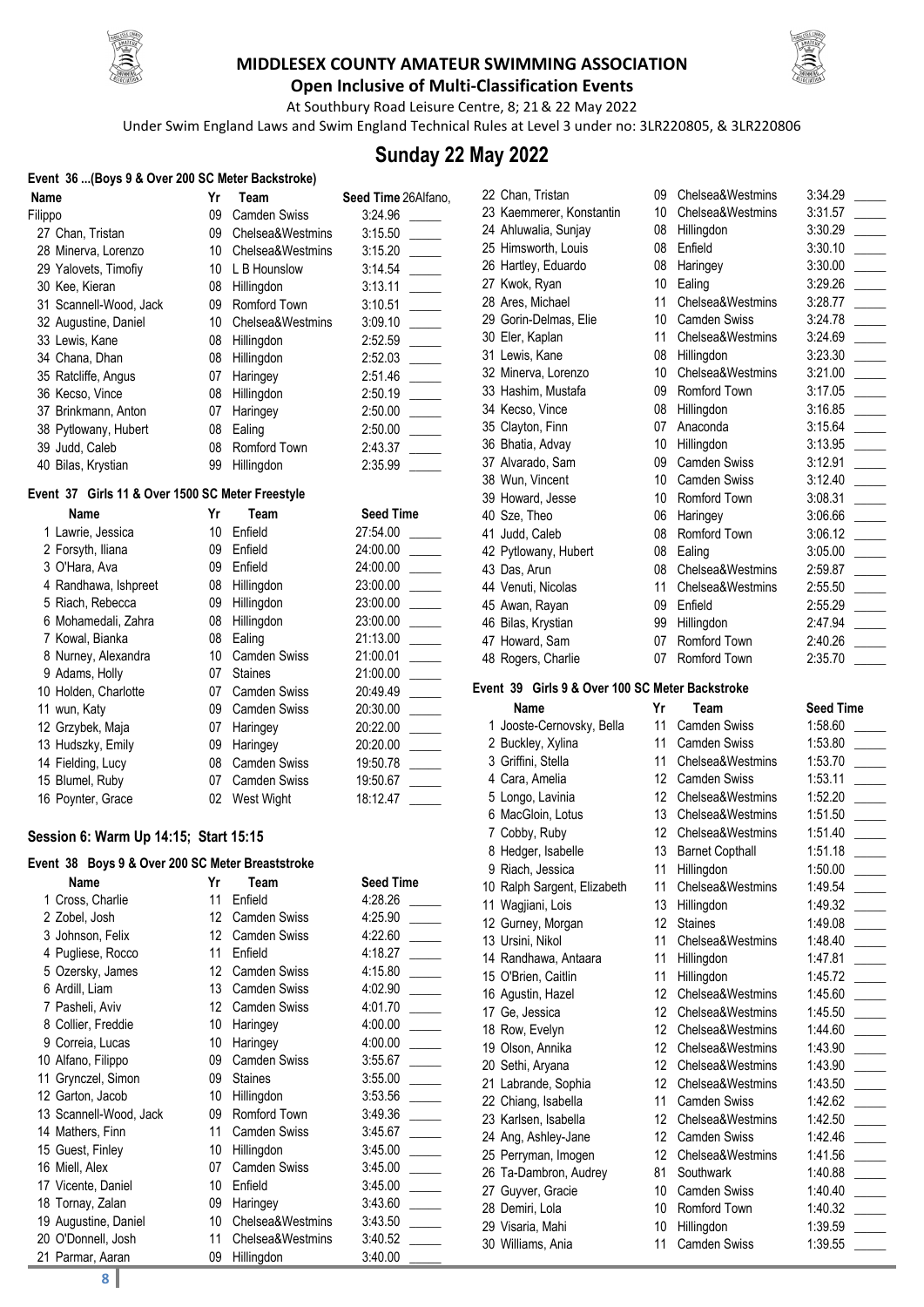# MIDDLESEX COUNTY AMATEUR SWIMMING ASSOCIATION

**Open Inclusive of Multi-Classification Events**

At Southbury Road Leisure Centre, 8; 21 & 22 May 2022

Under Swim England Laws and Swim England Technical Rules at Level 3 under no: 3LR220805, & 3LR220806

## Sunday 22 May 2022

### Event 36 ...(Boys 9 & Over 200 SC Meter Backstroke)

| Name | Yr | Team | Seed Time |
|---|---|---|---|
| 26 Alfano, Filippo | 09 | Camden Swiss | 3:24.96 |
| 27 Chan, Tristan | 09 | Chelsea&Westmins | 3:15.50 |
| 28 Minerva, Lorenzo | 10 | Chelsea&Westmins | 3:15.20 |
| 29 Yalovets, Timofiy | 10 | L B Hounslow | 3:14.54 |
| 30 Kee, Kieran | 08 | Hillingdon | 3:13.11 |
| 31 Scannell-Wood, Jack | 09 | Romford Town | 3:10.51 |
| 32 Augustine, Daniel | 10 | Chelsea&Westmins | 3:09.10 |
| 33 Lewis, Kane | 08 | Hillingdon | 2:52.59 |
| 34 Chana, Dhan | 08 | Hillingdon | 2:52.03 |
| 35 Ratcliffe, Angus | 07 | Haringey | 2:51.46 |
| 36 Kecso, Vince | 08 | Hillingdon | 2:50.19 |
| 37 Brinkmann, Anton | 07 | Haringey | 2:50.00 |
| 38 Pytlowany, Hubert | 08 | Ealing | 2:50.00 |
| 39 Judd, Caleb | 08 | Romford Town | 2:43.37 |
| 40 Bilas, Krystian | 99 | Hillingdon | 2:35.99 |

### Event 37 Girls 11 & Over 1500 SC Meter Freestyle

| Name | Yr | Team | Seed Time |
|---|---|---|---|
| 1 Lawrie, Jessica | 10 | Enfield | 27:54.00 |
| 2 Forsyth, Iliana | 09 | Enfield | 24:00.00 |
| 3 O'Hara, Ava | 09 | Enfield | 24:00.00 |
| 4 Randhawa, Ishpreet | 08 | Hillingdon | 23:00.00 |
| 5 Riach, Rebecca | 09 | Hillingdon | 23:00.00 |
| 6 Mohamedali, Zahra | 08 | Hillingdon | 23:00.00 |
| 7 Kowal, Bianka | 08 | Ealing | 21:13.00 |
| 8 Nurney, Alexandra | 10 | Camden Swiss | 21:00.01 |
| 9 Adams, Holly | 07 | Staines | 21:00.00 |
| 10 Holden, Charlotte | 07 | Camden Swiss | 20:49.49 |
| 11 wun, Katy | 09 | Camden Swiss | 20:30.00 |
| 12 Grzybek, Maja | 07 | Haringey | 20:22.00 |
| 13 Hudszky, Emily | 09 | Haringey | 20:20.00 |
| 14 Fielding, Lucy | 08 | Camden Swiss | 19:50.78 |
| 15 Blumel, Ruby | 07 | Camden Swiss | 19:50.67 |
| 16 Poynter, Grace | 02 | West Wight | 18:12.47 |

### Session 6: Warm Up 14:15; Start 15:15

### Event 38 Boys 9 & Over 200 SC Meter Breaststroke

| Name | Yr | Team | Seed Time |
|---|---|---|---|
| 1 Cross, Charlie | 11 | Enfield | 4:28.26 |
| 2 Zobel, Josh | 12 | Camden Swiss | 4:25.90 |
| 3 Johnson, Felix | 12 | Camden Swiss | 4:22.60 |
| 4 Pugliese, Rocco | 11 | Enfield | 4:18.27 |
| 5 Ozersky, James | 12 | Camden Swiss | 4:15.80 |
| 6 Ardill, Liam | 13 | Camden Swiss | 4:02.90 |
| 7 Pasheli, Aviv | 12 | Camden Swiss | 4:01.70 |
| 8 Collier, Freddie | 10 | Haringey | 4:00.00 |
| 9 Correia, Lucas | 10 | Haringey | 4:00.00 |
| 10 Alfano, Filippo | 09 | Camden Swiss | 3:55.67 |
| 11 Grynczel, Simon | 09 | Staines | 3:55.00 |
| 12 Garton, Jacob | 10 | Hillingdon | 3:53.56 |
| 13 Scannell-Wood, Jack | 09 | Romford Town | 3:49.36 |
| 14 Mathers, Finn | 11 | Camden Swiss | 3:45.67 |
| 15 Guest, Finley | 10 | Hillingdon | 3:45.00 |
| 16 Miell, Alex | 07 | Camden Swiss | 3:45.00 |
| 17 Vicente, Daniel | 10 | Enfield | 3:45.00 |
| 18 Tornay, Zalan | 09 | Haringey | 3:43.60 |
| 19 Augustine, Daniel | 10 | Chelsea&Westmins | 3:43.50 |
| 20 O'Donnell, Josh | 11 | Chelsea&Westmins | 3:40.52 |
| 21 Parmar, Aaran | 09 | Hillingdon | 3:40.00 |
| 22 Chan, Tristan | 09 | Chelsea&Westmins | 3:34.29 |
| 23 Kaemmerer, Konstantin | 10 | Chelsea&Westmins | 3:31.57 |
| 24 Ahluwalia, Sunjay | 08 | Hillingdon | 3:30.29 |
| 25 Himsworth, Louis | 08 | Enfield | 3:30.10 |
| 26 Hartley, Eduardo | 08 | Haringey | 3:30.00 |
| 27 Kwok, Ryan | 10 | Ealing | 3:29.26 |
| 28 Ares, Michael | 11 | Chelsea&Westmins | 3:28.77 |
| 29 Gorin-Delmas, Elie | 10 | Camden Swiss | 3:24.78 |
| 30 Eler, Kaplan | 11 | Chelsea&Westmins | 3:24.69 |
| 31 Lewis, Kane | 08 | Hillingdon | 3:23.30 |
| 32 Minerva, Lorenzo | 10 | Chelsea&Westmins | 3:21.00 |
| 33 Hashim, Mustafa | 09 | Romford Town | 3:17.05 |
| 34 Kecso, Vince | 08 | Hillingdon | 3:16.85 |
| 35 Clayton, Finn | 07 | Anaconda | 3:15.64 |
| 36 Bhatia, Advay | 10 | Hillingdon | 3:13.95 |
| 37 Alvarado, Sam | 09 | Camden Swiss | 3:12.91 |
| 38 Wun, Vincent | 10 | Camden Swiss | 3:12.40 |
| 39 Howard, Jesse | 10 | Romford Town | 3:08.31 |
| 40 Sze, Theo | 06 | Haringey | 3:06.66 |
| 41 Judd, Caleb | 08 | Romford Town | 3:06.12 |
| 42 Pytlowany, Hubert | 08 | Ealing | 3:05.00 |
| 43 Das, Arun | 08 | Chelsea&Westmins | 2:59.87 |
| 44 Venuti, Nicolas | 11 | Chelsea&Westmins | 2:55.50 |
| 45 Awan, Rayan | 09 | Enfield | 2:55.29 |
| 46 Bilas, Krystian | 99 | Hillingdon | 2:47.94 |
| 47 Howard, Sam | 07 | Romford Town | 2:40.26 |
| 48 Rogers, Charlie | 07 | Romford Town | 2:35.70 |

### Event 39 Girls 9 & Over 100 SC Meter Backstroke

| Name | Yr | Team | Seed Time |
|---|---|---|---|
| 1 Jooste-Cernovsky, Bella | 11 | Camden Swiss | 1:58.60 |
| 2 Buckley, Xylina | 11 | Camden Swiss | 1:53.80 |
| 3 Griffini, Stella | 11 | Chelsea&Westmins | 1:53.70 |
| 4 Cara, Amelia | 12 | Camden Swiss | 1:53.11 |
| 5 Longo, Lavinia | 12 | Chelsea&Westmins | 1:52.20 |
| 6 MacGloin, Lotus | 13 | Chelsea&Westmins | 1:51.50 |
| 7 Cobby, Ruby | 12 | Chelsea&Westmins | 1:51.40 |
| 8 Hedger, Isabelle | 13 | Barnet Copthall | 1:51.18 |
| 9 Riach, Jessica | 11 | Hillingdon | 1:50.00 |
| 10 Ralph Sargent, Elizabeth | 11 | Chelsea&Westmins | 1:49.54 |
| 11 Wagjiani, Lois | 13 | Hillingdon | 1:49.32 |
| 12 Gurney, Morgan | 12 | Staines | 1:49.08 |
| 13 Ursini, Nikol | 11 | Chelsea&Westmins | 1:48.40 |
| 14 Randhawa, Antaara | 11 | Hillingdon | 1:47.81 |
| 15 O'Brien, Caitlin | 11 | Hillingdon | 1:45.72 |
| 16 Agustin, Hazel | 12 | Chelsea&Westmins | 1:45.60 |
| 17 Ge, Jessica | 12 | Chelsea&Westmins | 1:45.50 |
| 18 Row, Evelyn | 12 | Chelsea&Westmins | 1:44.60 |
| 19 Olson, Annika | 12 | Chelsea&Westmins | 1:43.90 |
| 20 Sethi, Aryana | 12 | Chelsea&Westmins | 1:43.90 |
| 21 Labrande, Sophia | 12 | Chelsea&Westmins | 1:43.50 |
| 22 Chiang, Isabella | 11 | Camden Swiss | 1:42.62 |
| 23 Karlsen, Isabella | 12 | Chelsea&Westmins | 1:42.50 |
| 24 Ang, Ashley-Jane | 12 | Camden Swiss | 1:42.46 |
| 25 Perryman, Imogen | 12 | Chelsea&Westmins | 1:41.56 |
| 26 Ta-Dambron, Audrey | 81 | Southwark | 1:40.88 |
| 27 Guyver, Gracie | 10 | Camden Swiss | 1:40.40 |
| 28 Demiri, Lola | 10 | Romford Town | 1:40.32 |
| 29 Visaria, Mahi | 10 | Hillingdon | 1:39.59 |
| 30 Williams, Ania | 11 | Camden Swiss | 1:39.55 |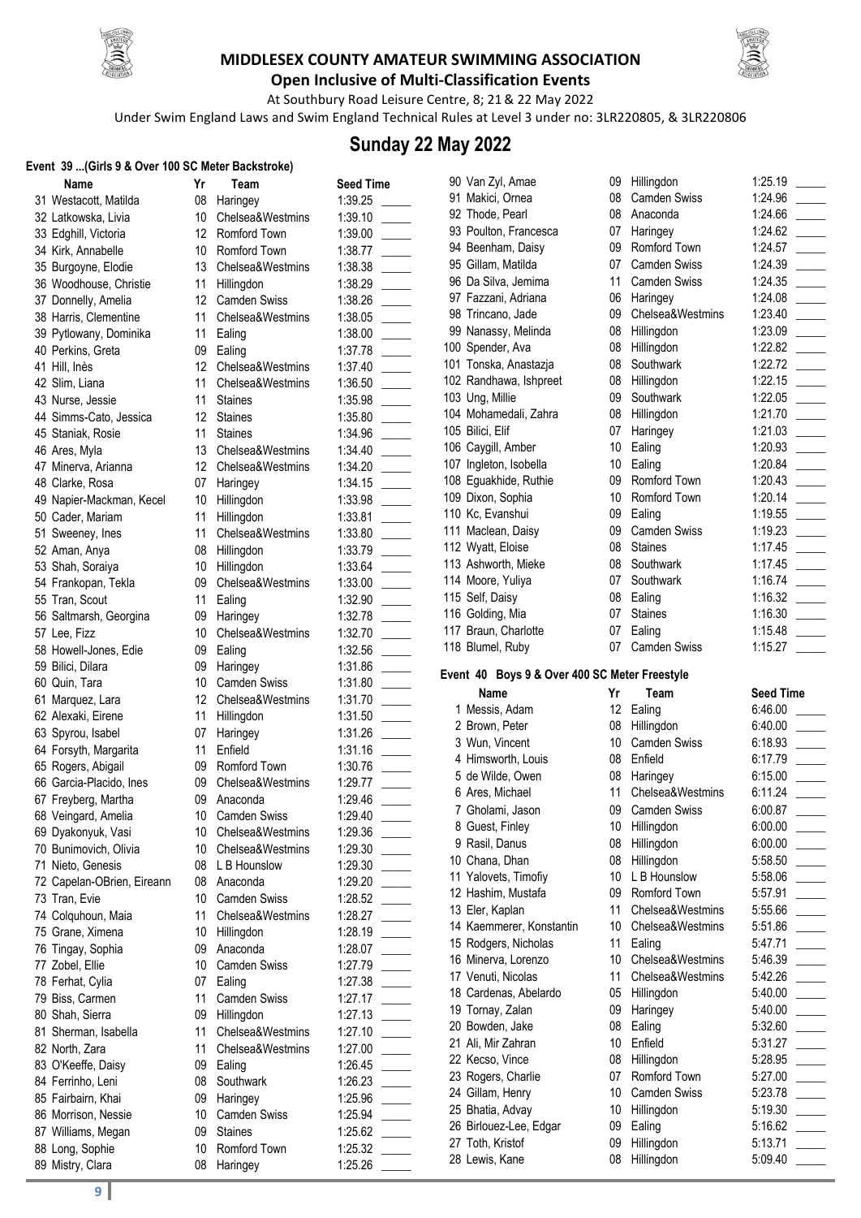# MIDDLESEX COUNTY AMATEUR SWIMMING ASSOCIATION

**Open Inclusive of Multi-Classification Events**

At Southbury Road Leisure Centre, 8; 21 & 22 May 2022

Under Swim England Laws and Swim England Technical Rules at Level 3 under no: 3LR220805, & 3LR220806

## Sunday 22 May 2022

### Event 39 ...(Girls 9 & Over 100 SC Meter Backstroke)

| | Name | Yr | Team | Seed Time |
|---|---|---|---|---|
| 31 | Westacott, Matilda | 08 | Haringey | 1:39.25 |
| 32 | Latkowska, Livia | 10 | Chelsea&Westmins | 1:39.10 |
| 33 | Edghill, Victoria | 12 | Romford Town | 1:39.00 |
| 34 | Kirk, Annabelle | 10 | Romford Town | 1:38.77 |
| 35 | Burgoyne, Elodie | 13 | Chelsea&Westmins | 1:38.38 |
| 36 | Woodhouse, Christie | 11 | Hillingdon | 1:38.29 |
| 37 | Donnelly, Amelia | 12 | Camden Swiss | 1:38.26 |
| 38 | Harris, Clementine | 11 | Chelsea&Westmins | 1:38.05 |
| 39 | Pytlowany, Dominika | 11 | Ealing | 1:38.00 |
| 40 | Perkins, Greta | 09 | Ealing | 1:37.78 |
| 41 | Hill, Inès | 12 | Chelsea&Westmins | 1:37.40 |
| 42 | Slim, Liana | 11 | Chelsea&Westmins | 1:36.50 |
| 43 | Nurse, Jessie | 11 | Staines | 1:35.98 |
| 44 | Simms-Cato, Jessica | 12 | Staines | 1:35.80 |
| 45 | Staniak, Rosie | 11 | Staines | 1:34.96 |
| 46 | Ares, Myla | 13 | Chelsea&Westmins | 1:34.40 |
| 47 | Minerva, Arianna | 12 | Chelsea&Westmins | 1:34.20 |
| 48 | Clarke, Rosa | 07 | Haringey | 1:34.15 |
| 49 | Napier-Mackman, Kecel | 10 | Hillingdon | 1:33.98 |
| 50 | Cader, Mariam | 11 | Hillingdon | 1:33.81 |
| 51 | Sweeney, Ines | 11 | Chelsea&Westmins | 1:33.80 |
| 52 | Aman, Anya | 08 | Hillingdon | 1:33.79 |
| 53 | Shah, Soraiya | 10 | Hillingdon | 1:33.64 |
| 54 | Frankopan, Tekla | 09 | Chelsea&Westmins | 1:33.00 |
| 55 | Tran, Scout | 11 | Ealing | 1:32.90 |
| 56 | Saltmarsh, Georgina | 09 | Haringey | 1:32.78 |
| 57 | Lee, Fizz | 10 | Chelsea&Westmins | 1:32.70 |
| 58 | Howell-Jones, Edie | 09 | Ealing | 1:32.56 |
| 59 | Bilici, Dilara | 09 | Haringey | 1:31.86 |
| 60 | Quin, Tara | 10 | Camden Swiss | 1:31.80 |
| 61 | Marquez, Lara | 12 | Chelsea&Westmins | 1:31.70 |
| 62 | Alexaki, Eirene | 11 | Hillingdon | 1:31.50 |
| 63 | Spyrou, Isabel | 07 | Haringey | 1:31.26 |
| 64 | Forsyth, Margarita | 11 | Enfield | 1:31.16 |
| 65 | Rogers, Abigail | 09 | Romford Town | 1:30.76 |
| 66 | Garcia-Placido, Ines | 09 | Chelsea&Westmins | 1:29.77 |
| 67 | Freyberg, Martha | 09 | Anaconda | 1:29.46 |
| 68 | Veingard, Amelia | 10 | Camden Swiss | 1:29.40 |
| 69 | Dyakonyuk, Vasi | 10 | Chelsea&Westmins | 1:29.36 |
| 70 | Bunimovich, Olivia | 10 | Chelsea&Westmins | 1:29.30 |
| 71 | Nieto, Genesis | 08 | L B Hounslow | 1:29.30 |
| 72 | Capelan-OBrien, Eireann | 08 | Anaconda | 1:29.20 |
| 73 | Tran, Evie | 10 | Camden Swiss | 1:28.52 |
| 74 | Colquhoun, Maia | 11 | Chelsea&Westmins | 1:28.27 |
| 75 | Grane, Ximena | 10 | Hillingdon | 1:28.19 |
| 76 | Tingay, Sophia | 09 | Anaconda | 1:28.07 |
| 77 | Zobel, Ellie | 10 | Camden Swiss | 1:27.79 |
| 78 | Ferhat, Cylia | 07 | Ealing | 1:27.38 |
| 79 | Biss, Carmen | 11 | Camden Swiss | 1:27.17 |
| 80 | Shah, Sierra | 09 | Hillingdon | 1:27.13 |
| 81 | Sherman, Isabella | 11 | Chelsea&Westmins | 1:27.10 |
| 82 | North, Zara | 11 | Chelsea&Westmins | 1:27.00 |
| 83 | O'Keeffe, Daisy | 09 | Ealing | 1:26.45 |
| 84 | Ferrinho, Leni | 08 | Southwark | 1:26.23 |
| 85 | Fairbairn, Khai | 09 | Haringey | 1:25.96 |
| 86 | Morrison, Nessie | 10 | Camden Swiss | 1:25.94 |
| 87 | Williams, Megan | 09 | Staines | 1:25.62 |
| 88 | Long, Sophie | 10 | Romford Town | 1:25.32 |
| 89 | Mistry, Clara | 08 | Haringey | 1:25.26 |
| 90 | Van Zyl, Amae | 09 | Hillingdon | 1:25.19 |
| 91 | Makici, Ornea | 08 | Camden Swiss | 1:24.96 |
| 92 | Thode, Pearl | 08 | Anaconda | 1:24.66 |
| 93 | Poulton, Francesca | 07 | Haringey | 1:24.62 |
| 94 | Beenham, Daisy | 09 | Romford Town | 1:24.57 |
| 95 | Gillam, Matilda | 07 | Camden Swiss | 1:24.39 |
| 96 | Da Silva, Jemima | 11 | Camden Swiss | 1:24.35 |
| 97 | Fazzani, Adriana | 06 | Haringey | 1:24.08 |
| 98 | Trincano, Jade | 09 | Chelsea&Westmins | 1:23.40 |
| 99 | Nanassy, Melinda | 08 | Hillingdon | 1:23.09 |
| 100 | Spender, Ava | 08 | Hillingdon | 1:22.82 |
| 101 | Tonska, Anastazja | 08 | Southwark | 1:22.72 |
| 102 | Randhawa, Ishpreet | 08 | Hillingdon | 1:22.15 |
| 103 | Ung, Millie | 09 | Southwark | 1:22.05 |
| 104 | Mohamedali, Zahra | 08 | Hillingdon | 1:21.70 |
| 105 | Bilici, Elif | 07 | Haringey | 1:21.03 |
| 106 | Caygill, Amber | 10 | Ealing | 1:20.93 |
| 107 | Ingleton, Isobella | 10 | Ealing | 1:20.84 |
| 108 | Eguakhide, Ruthie | 09 | Romford Town | 1:20.43 |
| 109 | Dixon, Sophia | 10 | Romford Town | 1:20.14 |
| 110 | Kc, Evanshui | 09 | Ealing | 1:19.55 |
| 111 | Maclean, Daisy | 09 | Camden Swiss | 1:19.23 |
| 112 | Wyatt, Eloise | 08 | Staines | 1:17.45 |
| 113 | Ashworth, Mieke | 08 | Southwark | 1:17.45 |
| 114 | Moore, Yuliya | 07 | Southwark | 1:16.74 |
| 115 | Self, Daisy | 08 | Ealing | 1:16.32 |
| 116 | Golding, Mia | 07 | Staines | 1:16.30 |
| 117 | Braun, Charlotte | 07 | Ealing | 1:15.48 |
| 118 | Blumel, Ruby | 07 | Camden Swiss | 1:15.27 |

### Event 40 Boys 9 & Over 400 SC Meter Freestyle

| | Name | Yr | Team | Seed Time |
|---|---|---|---|---|
| 1 | Messis, Adam | 12 | Ealing | 6:46.00 |
| 2 | Brown, Peter | 08 | Hillingdon | 6:40.00 |
| 3 | Wun, Vincent | 10 | Camden Swiss | 6:18.93 |
| 4 | Himsworth, Louis | 08 | Enfield | 6:17.79 |
| 5 | de Wilde, Owen | 08 | Haringey | 6:15.00 |
| 6 | Ares, Michael | 11 | Chelsea&Westmins | 6:11.24 |
| 7 | Gholami, Jason | 09 | Camden Swiss | 6:00.87 |
| 8 | Guest, Finley | 10 | Hillingdon | 6:00.00 |
| 9 | Rasil, Danus | 08 | Hillingdon | 6:00.00 |
| 10 | Chana, Dhan | 08 | Hillingdon | 5:58.50 |
| 11 | Yalovets, Timofiy | 10 | L B Hounslow | 5:58.06 |
| 12 | Hashim, Mustafa | 09 | Romford Town | 5:57.91 |
| 13 | Eler, Kaplan | 11 | Chelsea&Westmins | 5:55.66 |
| 14 | Kaemmerer, Konstantin | 10 | Chelsea&Westmins | 5:51.86 |
| 15 | Rodgers, Nicholas | 11 | Ealing | 5:47.71 |
| 16 | Minerva, Lorenzo | 10 | Chelsea&Westmins | 5:46.39 |
| 17 | Venuti, Nicolas | 11 | Chelsea&Westmins | 5:42.26 |
| 18 | Cardenas, Abelardo | 05 | Hillingdon | 5:40.00 |
| 19 | Tornay, Zalan | 09 | Haringey | 5:40.00 |
| 20 | Bowden, Jake | 08 | Ealing | 5:32.60 |
| 21 | Ali, Mir Zahran | 10 | Enfield | 5:31.27 |
| 22 | Kecso, Vince | 08 | Hillingdon | 5:28.95 |
| 23 | Rogers, Charlie | 07 | Romford Town | 5:27.00 |
| 24 | Gillam, Henry | 10 | Camden Swiss | 5:23.78 |
| 25 | Bhatia, Advay | 10 | Hillingdon | 5:19.30 |
| 26 | Birlouez-Lee, Edgar | 09 | Ealing | 5:16.62 |
| 27 | Toth, Kristof | 09 | Hillingdon | 5:13.71 |
| 28 | Lewis, Kane | 08 | Hillingdon | 5:09.40 |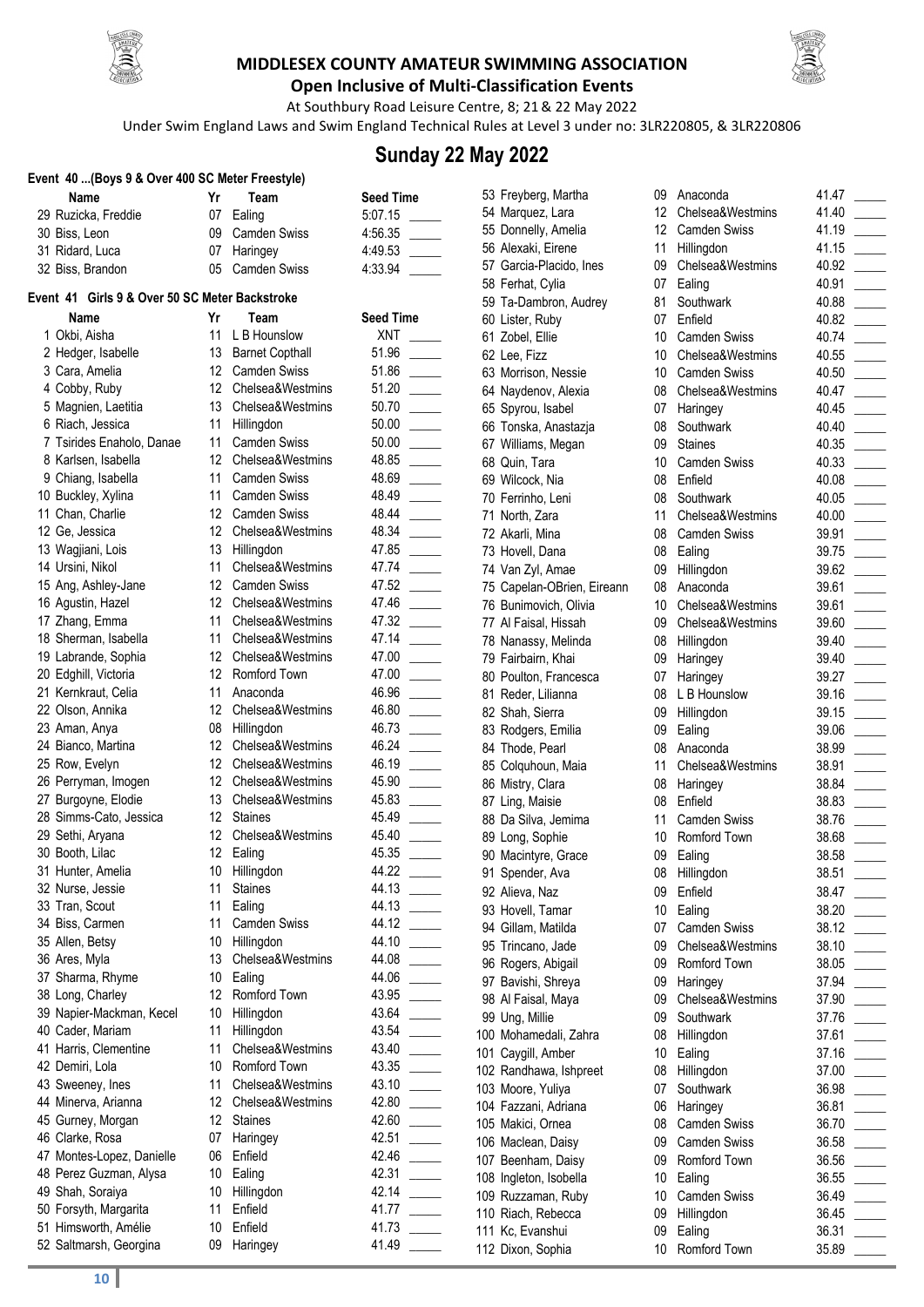# MIDDLESEX COUNTY AMATEUR SWIMMING ASSOCIATION

## Open Inclusive of Multi-Classification Events

At Southbury Road Leisure Centre, 8; 21 & 22 May 2022

Under Swim England Laws and Swim England Technical Rules at Level 3 under no: 3LR220805, & 3LR220806

## Sunday 22 May 2022

### Event 40 ...(Boys 9 & Over 400 SC Meter Freestyle)

| Name | Yr | Team | Seed Time |
|---|---|---|---|
| 29 Ruzicka, Freddie | 07 | Ealing | 5:07.15 |
| 30 Biss, Leon | 09 | Camden Swiss | 4:56.35 |
| 31 Ridard, Luca | 07 | Haringey | 4:49.53 |
| 32 Biss, Brandon | 05 | Camden Swiss | 4:33.94 |

### Event 41 Girls 9 & Over 50 SC Meter Backstroke

| Name | Yr | Team | Seed Time |
|---|---|---|---|
| 1 Okbi, Aisha | 11 | L B Hounslow | XNT |
| 2 Hedger, Isabelle | 13 | Barnet Copthall | 51.96 |
| 3 Cara, Amelia | 12 | Camden Swiss | 51.86 |
| 4 Cobby, Ruby | 12 | Chelsea&Westmins | 51.20 |
| 5 Magnien, Laetitia | 13 | Chelsea&Westmins | 50.70 |
| 6 Riach, Jessica | 11 | Hillingdon | 50.00 |
| 7 Tsirides Enaholo, Danae | 11 | Camden Swiss | 50.00 |
| 8 Karlsen, Isabella | 12 | Chelsea&Westmins | 48.85 |
| 9 Chiang, Isabella | 11 | Camden Swiss | 48.69 |
| 10 Buckley, Xylina | 11 | Camden Swiss | 48.49 |
| 11 Chan, Charlie | 12 | Camden Swiss | 48.44 |
| 12 Ge, Jessica | 12 | Chelsea&Westmins | 48.34 |
| 13 Wagjiani, Lois | 13 | Hillingdon | 47.85 |
| 14 Ursini, Nikol | 11 | Chelsea&Westmins | 47.74 |
| 15 Ang, Ashley-Jane | 12 | Camden Swiss | 47.52 |
| 16 Agustin, Hazel | 12 | Chelsea&Westmins | 47.46 |
| 17 Zhang, Emma | 11 | Chelsea&Westmins | 47.32 |
| 18 Sherman, Isabella | 11 | Chelsea&Westmins | 47.14 |
| 19 Labrande, Sophia | 12 | Chelsea&Westmins | 47.00 |
| 20 Edghill, Victoria | 12 | Romford Town | 47.00 |
| 21 Kernkraut, Celia | 11 | Anaconda | 46.96 |
| 22 Olson, Annika | 12 | Chelsea&Westmins | 46.80 |
| 23 Aman, Anya | 08 | Hillingdon | 46.73 |
| 24 Bianco, Martina | 12 | Chelsea&Westmins | 46.24 |
| 25 Row, Evelyn | 12 | Chelsea&Westmins | 46.19 |
| 26 Perryman, Imogen | 12 | Chelsea&Westmins | 45.90 |
| 27 Burgoyne, Elodie | 13 | Chelsea&Westmins | 45.83 |
| 28 Simms-Cato, Jessica | 12 | Staines | 45.49 |
| 29 Sethi, Aryana | 12 | Chelsea&Westmins | 45.40 |
| 30 Booth, Lilac | 12 | Ealing | 45.35 |
| 31 Hunter, Amelia | 10 | Hillingdon | 44.22 |
| 32 Nurse, Jessie | 11 | Staines | 44.13 |
| 33 Tran, Scout | 11 | Ealing | 44.13 |
| 34 Biss, Carmen | 11 | Camden Swiss | 44.12 |
| 35 Allen, Betsy | 10 | Hillingdon | 44.10 |
| 36 Ares, Myla | 13 | Chelsea&Westmins | 44.08 |
| 37 Sharma, Rhyme | 10 | Ealing | 44.06 |
| 38 Long, Charley | 12 | Romford Town | 43.95 |
| 39 Napier-Mackman, Kecel | 10 | Hillingdon | 43.64 |
| 40 Cader, Mariam | 11 | Hillingdon | 43.54 |
| 41 Harris, Clementine | 11 | Chelsea&Westmins | 43.40 |
| 42 Demiri, Lola | 10 | Romford Town | 43.35 |
| 43 Sweeney, Ines | 11 | Chelsea&Westmins | 43.10 |
| 44 Minerva, Arianna | 12 | Chelsea&Westmins | 42.80 |
| 45 Gurney, Morgan | 12 | Staines | 42.60 |
| 46 Clarke, Rosa | 07 | Haringey | 42.51 |
| 47 Montes-Lopez, Danielle | 06 | Enfield | 42.46 |
| 48 Perez Guzman, Alysa | 10 | Ealing | 42.31 |
| 49 Shah, Soraiya | 10 | Hillingdon | 42.14 |
| 50 Forsyth, Margarita | 11 | Enfield | 41.77 |
| 51 Himsworth, Amélie | 10 | Enfield | 41.73 |
| 52 Saltmarsh, Georgina | 09 | Haringey | 41.49 |
| 53 Freyberg, Martha | 09 | Anaconda | 41.47 |
| 54 Marquez, Lara | 12 | Chelsea&Westmins | 41.40 |
| 55 Donnelly, Amelia | 12 | Camden Swiss | 41.19 |
| 56 Alexaki, Eirene | 11 | Hillingdon | 41.15 |
| 57 Garcia-Placido, Ines | 09 | Chelsea&Westmins | 40.92 |
| 58 Ferhat, Cylia | 07 | Ealing | 40.91 |
| 59 Ta-Dambron, Audrey | 81 | Southwark | 40.88 |
| 60 Lister, Ruby | 07 | Enfield | 40.82 |
| 61 Zobel, Ellie | 10 | Camden Swiss | 40.74 |
| 62 Lee, Fizz | 10 | Chelsea&Westmins | 40.55 |
| 63 Morrison, Nessie | 10 | Camden Swiss | 40.50 |
| 64 Naydenov, Alexia | 08 | Chelsea&Westmins | 40.47 |
| 65 Spyrou, Isabel | 07 | Haringey | 40.45 |
| 66 Tonska, Anastazja | 08 | Southwark | 40.40 |
| 67 Williams, Megan | 09 | Staines | 40.35 |
| 68 Quin, Tara | 10 | Camden Swiss | 40.33 |
| 69 Wilcock, Nia | 08 | Enfield | 40.08 |
| 70 Ferrinho, Leni | 08 | Southwark | 40.05 |
| 71 North, Zara | 11 | Chelsea&Westmins | 40.00 |
| 72 Akarli, Mina | 08 | Camden Swiss | 39.91 |
| 73 Hovell, Dana | 08 | Ealing | 39.75 |
| 74 Van Zyl, Amae | 09 | Hillingdon | 39.62 |
| 75 Capelan-OBrien, Eireann | 08 | Anaconda | 39.61 |
| 76 Bunimovich, Olivia | 10 | Chelsea&Westmins | 39.61 |
| 77 Al Faisal, Hissah | 09 | Chelsea&Westmins | 39.60 |
| 78 Nanassy, Melinda | 08 | Hillingdon | 39.40 |
| 79 Fairbairn, Khai | 09 | Haringey | 39.40 |
| 80 Poulton, Francesca | 07 | Haringey | 39.27 |
| 81 Reder, Lilianna | 08 | L B Hounslow | 39.16 |
| 82 Shah, Sierra | 09 | Hillingdon | 39.15 |
| 83 Rodgers, Emilia | 09 | Ealing | 39.06 |
| 84 Thode, Pearl | 08 | Anaconda | 38.99 |
| 85 Colquhoun, Maia | 11 | Chelsea&Westmins | 38.91 |
| 86 Mistry, Clara | 08 | Haringey | 38.84 |
| 87 Ling, Maisie | 08 | Enfield | 38.83 |
| 88 Da Silva, Jemima | 11 | Camden Swiss | 38.76 |
| 89 Long, Sophie | 10 | Romford Town | 38.68 |
| 90 Macintyre, Grace | 09 | Ealing | 38.58 |
| 91 Spender, Ava | 08 | Hillingdon | 38.51 |
| 92 Alieva, Naz | 09 | Enfield | 38.47 |
| 93 Hovell, Tamar | 10 | Ealing | 38.20 |
| 94 Gillam, Matilda | 07 | Camden Swiss | 38.12 |
| 95 Trincano, Jade | 09 | Chelsea&Westmins | 38.10 |
| 96 Rogers, Abigail | 09 | Romford Town | 38.05 |
| 97 Bavishi, Shreya | 09 | Haringey | 37.94 |
| 98 Al Faisal, Maya | 09 | Chelsea&Westmins | 37.90 |
| 99 Ung, Millie | 09 | Southwark | 37.76 |
| 100 Mohamedali, Zahra | 08 | Hillingdon | 37.61 |
| 101 Caygill, Amber | 10 | Ealing | 37.16 |
| 102 Randhawa, Ishpreet | 08 | Hillingdon | 37.00 |
| 103 Moore, Yuliya | 07 | Southwark | 36.98 |
| 104 Fazzani, Adriana | 06 | Haringey | 36.81 |
| 105 Makici, Ornea | 08 | Camden Swiss | 36.70 |
| 106 Maclean, Daisy | 09 | Camden Swiss | 36.58 |
| 107 Beenham, Daisy | 09 | Romford Town | 36.56 |
| 108 Ingleton, Isobella | 10 | Ealing | 36.55 |
| 109 Ruzzaman, Ruby | 10 | Camden Swiss | 36.49 |
| 110 Riach, Rebecca | 09 | Hillingdon | 36.45 |
| 111 Kc, Evanshui | 09 | Ealing | 36.31 |
| 112 Dixon, Sophia | 10 | Romford Town | 35.89 |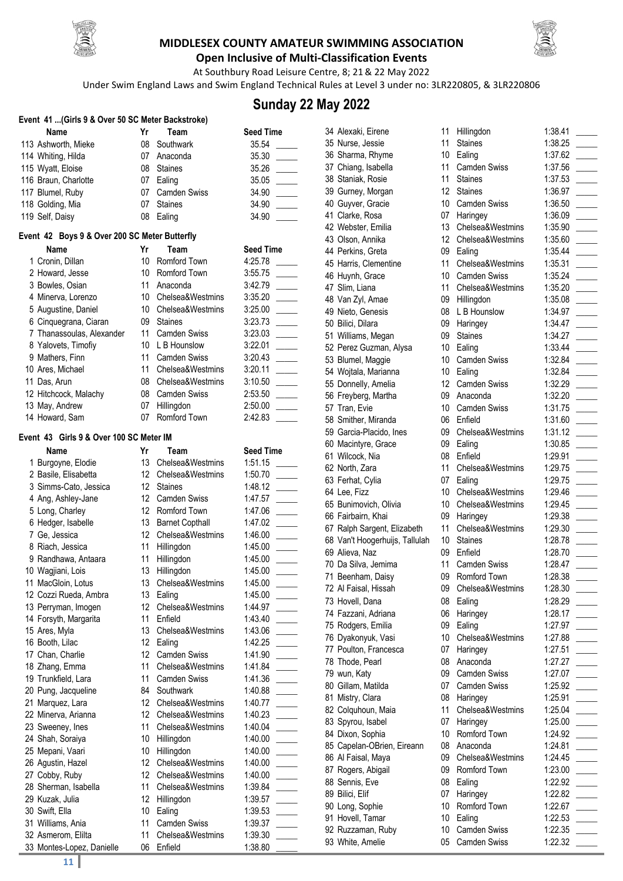# MIDDLESEX COUNTY AMATEUR SWIMMING ASSOCIATION

**Open Inclusive of Multi-Classification Events**

At Southbury Road Leisure Centre, 8; 21 & 22 May 2022

Under Swim England Laws and Swim England Technical Rules at Level 3 under no: 3LR220805, & 3LR220806

## Sunday 22 May 2022

### Event 41 ...(Girls 9 & Over 50 SC Meter Backstroke)

| Name | Yr | Team | Seed Time |
|---|---|---|---|
| 113 Ashworth, Mieke | 08 | Southwark | 35.54 |
| 114 Whiting, Hilda | 07 | Anaconda | 35.30 |
| 115 Wyatt, Eloise | 08 | Staines | 35.26 |
| 116 Braun, Charlotte | 07 | Ealing | 35.05 |
| 117 Blumel, Ruby | 07 | Camden Swiss | 34.90 |
| 118 Golding, Mia | 07 | Staines | 34.90 |
| 119 Self, Daisy | 08 | Ealing | 34.90 |

### Event 42 Boys 9 & Over 200 SC Meter Butterfly

| Name | Yr | Team | Seed Time |
|---|---|---|---|
| 1 Cronin, Dillan | 10 | Romford Town | 4:25.78 |
| 2 Howard, Jesse | 10 | Romford Town | 3:55.75 |
| 3 Bowles, Osian | 11 | Anaconda | 3:42.79 |
| 4 Minerva, Lorenzo | 10 | Chelsea&Westmins | 3:35.20 |
| 5 Augustine, Daniel | 10 | Chelsea&Westmins | 3:25.00 |
| 6 Cinquegrana, Ciaran | 09 | Staines | 3:23.73 |
| 7 Thanassoulas, Alexander | 11 | Camden Swiss | 3:23.03 |
| 8 Yalovets, Timofiy | 10 | L B Hounslow | 3:22.01 |
| 9 Mathers, Finn | 11 | Camden Swiss | 3:20.43 |
| 10 Ares, Michael | 11 | Chelsea&Westmins | 3:20.11 |
| 11 Das, Arun | 08 | Chelsea&Westmins | 3:10.50 |
| 12 Hitchcock, Malachy | 08 | Camden Swiss | 2:53.50 |
| 13 May, Andrew | 07 | Hillingdon | 2:50.00 |
| 14 Howard, Sam | 07 | Romford Town | 2:42.83 |

### Event 43 Girls 9 & Over 100 SC Meter IM

| Name | Yr | Team | Seed Time |
|---|---|---|---|
| 1 Burgoyne, Elodie | 13 | Chelsea&Westmins | 1:51.15 |
| 2 Basile, Elisabetta | 12 | Chelsea&Westmins | 1:50.70 |
| 3 Simms-Cato, Jessica | 12 | Staines | 1:48.12 |
| 4 Ang, Ashley-Jane | 12 | Camden Swiss | 1:47.57 |
| 5 Long, Charley | 12 | Romford Town | 1:47.06 |
| 6 Hedger, Isabelle | 13 | Barnet Copthall | 1:47.02 |
| 7 Ge, Jessica | 12 | Chelsea&Westmins | 1:46.00 |
| 8 Riach, Jessica | 11 | Hillingdon | 1:45.00 |
| 9 Randhawa, Antaara | 11 | Hillingdon | 1:45.00 |
| 10 Wagjiani, Lois | 13 | Hillingdon | 1:45.00 |
| 11 MacGloin, Lotus | 13 | Chelsea&Westmins | 1:45.00 |
| 12 Cozzi Rueda, Ambra | 13 | Ealing | 1:45.00 |
| 13 Perryman, Imogen | 12 | Chelsea&Westmins | 1:44.97 |
| 14 Forsyth, Margarita | 11 | Enfield | 1:43.40 |
| 15 Ares, Myla | 13 | Chelsea&Westmins | 1:43.06 |
| 16 Booth, Lilac | 12 | Ealing | 1:42.25 |
| 17 Chan, Charlie | 12 | Camden Swiss | 1:41.90 |
| 18 Zhang, Emma | 11 | Chelsea&Westmins | 1:41.84 |
| 19 Trunkfield, Lara | 11 | Camden Swiss | 1:41.36 |
| 20 Pung, Jacqueline | 84 | Southwark | 1:40.88 |
| 21 Marquez, Lara | 12 | Chelsea&Westmins | 1:40.77 |
| 22 Minerva, Arianna | 12 | Chelsea&Westmins | 1:40.23 |
| 23 Sweeney, Ines | 11 | Chelsea&Westmins | 1:40.04 |
| 24 Shah, Soraiya | 10 | Hillingdon | 1:40.00 |
| 25 Mepani, Vaari | 10 | Hillingdon | 1:40.00 |
| 26 Agustin, Hazel | 12 | Chelsea&Westmins | 1:40.00 |
| 27 Cobby, Ruby | 12 | Chelsea&Westmins | 1:40.00 |
| 28 Sherman, Isabella | 11 | Chelsea&Westmins | 1:39.84 |
| 29 Kuzak, Julia | 12 | Hillingdon | 1:39.57 |
| 30 Swift, Ella | 10 | Ealing | 1:39.53 |
| 31 Williams, Ania | 11 | Camden Swiss | 1:39.37 |
| 32 Asmerom, Elilta | 11 | Chelsea&Westmins | 1:39.30 |
| 33 Montes-Lopez, Danielle | 06 | Enfield | 1:38.80 |
| 34 Alexaki, Eirene | 11 | Hillingdon | 1:38.41 |
| 35 Nurse, Jessie | 11 | Staines | 1:38.25 |
| 36 Sharma, Rhyme | 10 | Ealing | 1:37.62 |
| 37 Chiang, Isabella | 11 | Camden Swiss | 1:37.56 |
| 38 Staniak, Rosie | 11 | Staines | 1:37.53 |
| 39 Gurney, Morgan | 12 | Staines | 1:36.97 |
| 40 Guyver, Gracie | 10 | Camden Swiss | 1:36.50 |
| 41 Clarke, Rosa | 07 | Haringey | 1:36.09 |
| 42 Webster, Emilia | 13 | Chelsea&Westmins | 1:35.90 |
| 43 Olson, Annika | 12 | Chelsea&Westmins | 1:35.60 |
| 44 Perkins, Greta | 09 | Ealing | 1:35.44 |
| 45 Harris, Clementine | 11 | Chelsea&Westmins | 1:35.31 |
| 46 Huynh, Grace | 10 | Camden Swiss | 1:35.24 |
| 47 Slim, Liana | 11 | Chelsea&Westmins | 1:35.20 |
| 48 Van Zyl, Amae | 09 | Hillingdon | 1:35.08 |
| 49 Nieto, Genesis | 08 | L B Hounslow | 1:34.97 |
| 50 Bilici, Dilara | 09 | Haringey | 1:34.47 |
| 51 Williams, Megan | 09 | Staines | 1:34.27 |
| 52 Perez Guzman, Alysa | 10 | Ealing | 1:33.44 |
| 53 Blumel, Maggie | 10 | Camden Swiss | 1:32.84 |
| 54 Wojtala, Marianna | 10 | Ealing | 1:32.84 |
| 55 Donnelly, Amelia | 12 | Camden Swiss | 1:32.29 |
| 56 Freyberg, Martha | 09 | Anaconda | 1:32.20 |
| 57 Tran, Evie | 10 | Camden Swiss | 1:31.75 |
| 58 Smither, Miranda | 06 | Enfield | 1:31.60 |
| 59 Garcia-Placido, Ines | 09 | Chelsea&Westmins | 1:31.12 |
| 60 Macintyre, Grace | 09 | Ealing | 1:30.85 |
| 61 Wilcock, Nia | 08 | Enfield | 1:29.91 |
| 62 North, Zara | 11 | Chelsea&Westmins | 1:29.75 |
| 63 Ferhat, Cylia | 07 | Ealing | 1:29.75 |
| 64 Lee, Fizz | 10 | Chelsea&Westmins | 1:29.46 |
| 65 Bunimovich, Olivia | 10 | Chelsea&Westmins | 1:29.45 |
| 66 Fairbairn, Khai | 09 | Haringey | 1:29.38 |
| 67 Ralph Sargent, Elizabeth | 11 | Chelsea&Westmins | 1:29.30 |
| 68 Van't Hoogerhuijs, Tallulah | 10 | Staines | 1:28.78 |
| 69 Alieva, Naz | 09 | Enfield | 1:28.70 |
| 70 Da Silva, Jemima | 11 | Camden Swiss | 1:28.47 |
| 71 Beenham, Daisy | 09 | Romford Town | 1:28.38 |
| 72 Al Faisal, Hissah | 09 | Chelsea&Westmins | 1:28.30 |
| 73 Hovell, Dana | 08 | Ealing | 1:28.29 |
| 74 Fazzani, Adriana | 06 | Haringey | 1:28.17 |
| 75 Rodgers, Emilia | 09 | Ealing | 1:27.97 |
| 76 Dyakonyuk, Vasi | 10 | Chelsea&Westmins | 1:27.88 |
| 77 Poulton, Francesca | 07 | Haringey | 1:27.51 |
| 78 Thode, Pearl | 08 | Anaconda | 1:27.27 |
| 79 wun, Katy | 09 | Camden Swiss | 1:27.07 |
| 80 Gillam, Matilda | 07 | Camden Swiss | 1:25.92 |
| 81 Mistry, Clara | 08 | Haringey | 1:25.91 |
| 82 Colquhoun, Maia | 11 | Chelsea&Westmins | 1:25.04 |
| 83 Spyrou, Isabel | 07 | Haringey | 1:25.00 |
| 84 Dixon, Sophia | 10 | Romford Town | 1:24.92 |
| 85 Capelan-OBrien, Eireann | 08 | Anaconda | 1:24.81 |
| 86 Al Faisal, Maya | 09 | Chelsea&Westmins | 1:24.45 |
| 87 Rogers, Abigail | 09 | Romford Town | 1:23.00 |
| 88 Sennis, Eve | 08 | Ealing | 1:22.92 |
| 89 Bilici, Elif | 07 | Haringey | 1:22.82 |
| 90 Long, Sophie | 10 | Romford Town | 1:22.67 |
| 91 Hovell, Tamar | 10 | Ealing | 1:22.53 |
| 92 Ruzzaman, Ruby | 10 | Camden Swiss | 1:22.35 |
| 93 White, Amelie | 05 | Camden Swiss | 1:22.32 |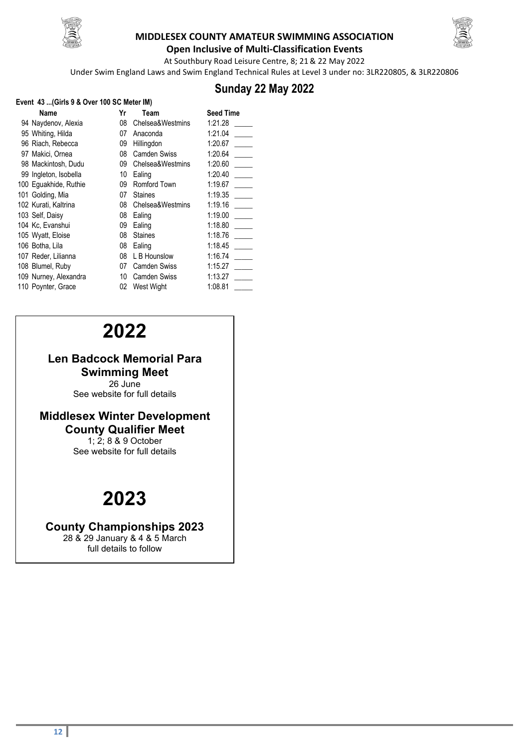# MIDDLESEX COUNTY AMATEUR SWIMMING ASSOCIATION

**Open Inclusive of Multi-Classification Events**

At Southbury Road Leisure Centre, 8; 21 & 22 May 2022

Under Swim England Laws and Swim England Technical Rules at Level 3 under no: 3LR220805, & 3LR220806

## Sunday 22 May 2022

**Event 43 ...(Girls 9 & Over 100 SC Meter IM)**

| | Name | Yr | Team | Seed Time | |
|---|---|---|---|---|---|
| 94 | Naydenov, Alexia | 08 | Chelsea&Westmins | 1:21.28 | _____ |
| 95 | Whiting, Hilda | 07 | Anaconda | 1:21.04 | _____ |
| 96 | Riach, Rebecca | 09 | Hillingdon | 1:20.67 | _____ |
| 97 | Makici, Ornea | 08 | Camden Swiss | 1:20.64 | _____ |
| 98 | Mackintosh, Dudu | 09 | Chelsea&Westmins | 1:20.60 | _____ |
| 99 | Ingleton, Isobella | 10 | Ealing | 1:20.40 | _____ |
| 100 | Eguakhide, Ruthie | 09 | Romford Town | 1:19.67 | _____ |
| 101 | Golding, Mia | 07 | Staines | 1:19.35 | _____ |
| 102 | Kurati, Kaltrina | 08 | Chelsea&Westmins | 1:19.16 | _____ |
| 103 | Self, Daisy | 08 | Ealing | 1:19.00 | _____ |
| 104 | Kc, Evanshui | 09 | Ealing | 1:18.80 | _____ |
| 105 | Wyatt, Eloise | 08 | Staines | 1:18.76 | _____ |
| 106 | Botha, Lila | 08 | Ealing | 1:18.45 | _____ |
| 107 | Reder, Lilianna | 08 | L B Hounslow | 1:16.74 | _____ |
| 108 | Blumel, Ruby | 07 | Camden Swiss | 1:15.27 | _____ |
| 109 | Nurney, Alexandra | 10 | Camden Swiss | 1:13.27 | _____ |
| 110 | Poynter, Grace | 02 | West Wight | 1:08.81 | _____ |

# 2022

### Len Badcock Memorial Para Swimming Meet

26 June
See website for full details

### Middlesex Winter Development County Qualifier Meet

1; 2; 8 & 9 October
See website for full details

# 2023

### County Championships 2023

28 & 29 January & 4 & 5 March
full details to follow